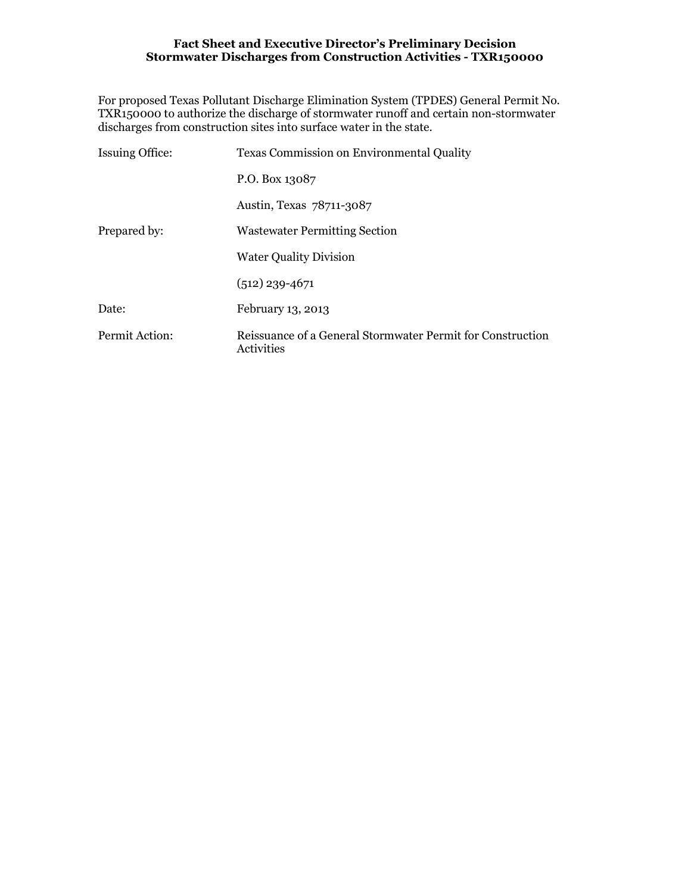# Fact Sheet and Executive Director's Preliminary Decision
## Stormwater Discharges from Construction Activities - TXR150000

For proposed Texas Pollutant Discharge Elimination System (TPDES) General Permit No. TXR150000 to authorize the discharge of stormwater runoff and certain non-stormwater discharges from construction sites into surface water in the state.

| | |
|---|---|
| Issuing Office: | Texas Commission on Environmental Quality |
| | P.O. Box 13087 |
| | Austin, Texas 78711-3087 |
| Prepared by: | Wastewater Permitting Section |
| | Water Quality Division |
| | (512) 239-4671 |
| Date: | February 13, 2013 |
| Permit Action: | Reissuance of a General Stormwater Permit for Construction Activities |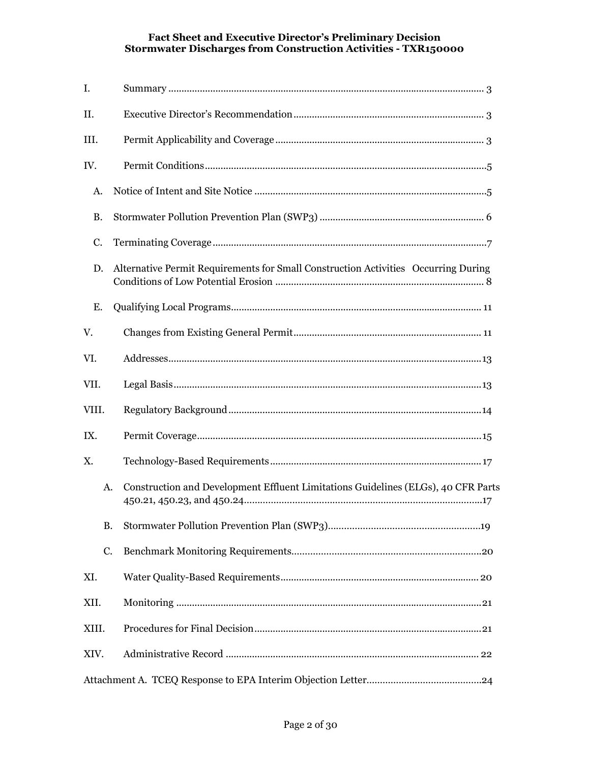I. Summary 3

II. Executive Director's Recommendation 3

III. Permit Applicability and Coverage 3

IV. Permit Conditions 5

- A. Notice of Intent and Site Notice 5
- B. Stormwater Pollution Prevention Plan (SWP3) 6
- C. Terminating Coverage 7
- D. Alternative Permit Requirements for Small Construction Activities Occurring During Conditions of Low Potential Erosion 8
- E. Qualifying Local Programs 11

V. Changes from Existing General Permit 11

VI. Addresses 13

VII. Legal Basis 13

VIII. Regulatory Background 14

IX. Permit Coverage 15

X. Technology-Based Requirements 17

- A. Construction and Development Effluent Limitations Guidelines (ELGs), 40 CFR Parts 450.21, 450.23, and 450.24 17
- B. Stormwater Pollution Prevention Plan (SWP3) 19
- C. Benchmark Monitoring Requirements 20

XI. Water Quality-Based Requirements 20

XII. Monitoring 21

XIII. Procedures for Final Decision 21

XIV. Administrative Record 22

Attachment A. TCEQ Response to EPA Interim Objection Letter 24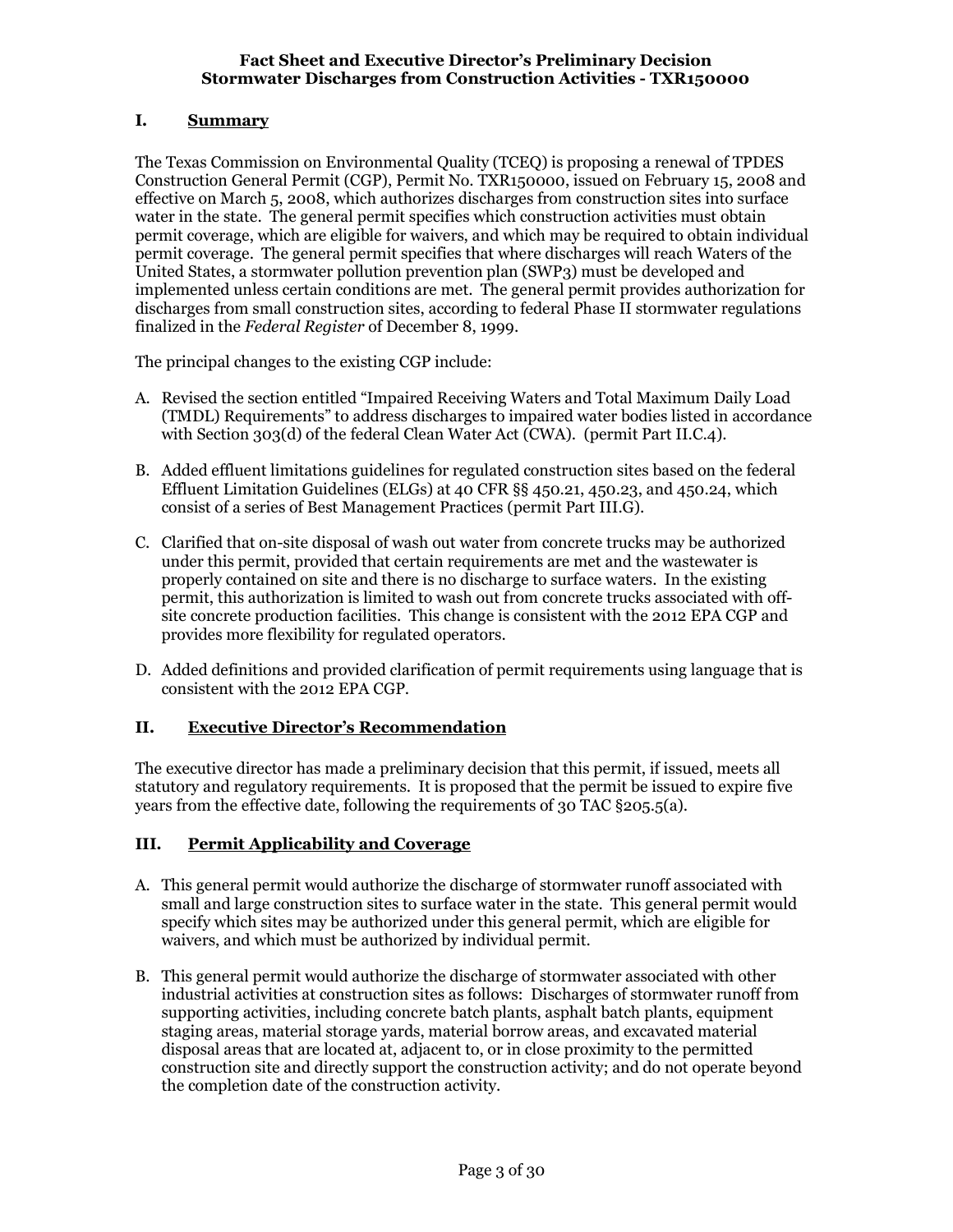## I. Summary

The Texas Commission on Environmental Quality (TCEQ) is proposing a renewal of TPDES Construction General Permit (CGP), Permit No. TXR150000, issued on February 15, 2008 and effective on March 5, 2008, which authorizes discharges from construction sites into surface water in the state. The general permit specifies which construction activities must obtain permit coverage, which are eligible for waivers, and which may be required to obtain individual permit coverage. The general permit specifies that where discharges will reach Waters of the United States, a stormwater pollution prevention plan (SWP3) must be developed and implemented unless certain conditions are met. The general permit provides authorization for discharges from small construction sites, according to federal Phase II stormwater regulations finalized in the *Federal Register* of December 8, 1999.

The principal changes to the existing CGP include:

A. Revised the section entitled "Impaired Receiving Waters and Total Maximum Daily Load (TMDL) Requirements" to address discharges to impaired water bodies listed in accordance with Section 303(d) of the federal Clean Water Act (CWA). (permit Part II.C.4).

B. Added effluent limitations guidelines for regulated construction sites based on the federal Effluent Limitation Guidelines (ELGs) at 40 CFR §§ 450.21, 450.23, and 450.24, which consist of a series of Best Management Practices (permit Part III.G).

C. Clarified that on-site disposal of wash out water from concrete trucks may be authorized under this permit, provided that certain requirements are met and the wastewater is properly contained on site and there is no discharge to surface waters. In the existing permit, this authorization is limited to wash out from concrete trucks associated with off-site concrete production facilities. This change is consistent with the 2012 EPA CGP and provides more flexibility for regulated operators.

D. Added definitions and provided clarification of permit requirements using language that is consistent with the 2012 EPA CGP.

## II. Executive Director's Recommendation

The executive director has made a preliminary decision that this permit, if issued, meets all statutory and regulatory requirements. It is proposed that the permit be issued to expire five years from the effective date, following the requirements of 30 TAC §205.5(a).

## III. Permit Applicability and Coverage

A. This general permit would authorize the discharge of stormwater runoff associated with small and large construction sites to surface water in the state. This general permit would specify which sites may be authorized under this general permit, which are eligible for waivers, and which must be authorized by individual permit.

B. This general permit would authorize the discharge of stormwater associated with other industrial activities at construction sites as follows: Discharges of stormwater runoff from supporting activities, including concrete batch plants, asphalt batch plants, equipment staging areas, material storage yards, material borrow areas, and excavated material disposal areas that are located at, adjacent to, or in close proximity to the permitted construction site and directly support the construction activity; and do not operate beyond the completion date of the construction activity.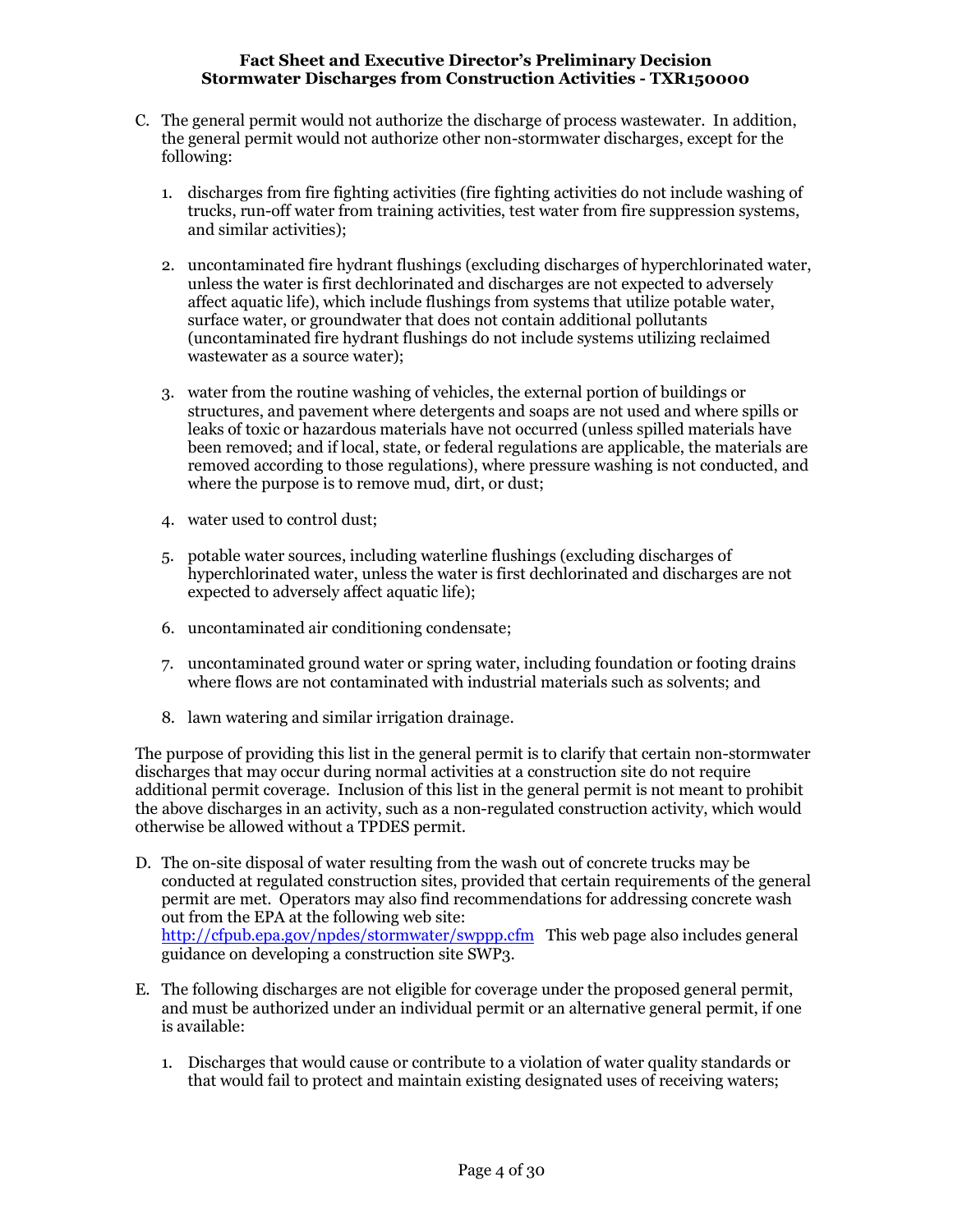C. The general permit would not authorize the discharge of process wastewater. In addition, the general permit would not authorize other non-stormwater discharges, except for the following:

   1. discharges from fire fighting activities (fire fighting activities do not include washing of trucks, run-off water from training activities, test water from fire suppression systems, and similar activities);

   2. uncontaminated fire hydrant flushings (excluding discharges of hyperchlorinated water, unless the water is first dechlorinated and discharges are not expected to adversely affect aquatic life), which include flushings from systems that utilize potable water, surface water, or groundwater that does not contain additional pollutants (uncontaminated fire hydrant flushings do not include systems utilizing reclaimed wastewater as a source water);

   3. water from the routine washing of vehicles, the external portion of buildings or structures, and pavement where detergents and soaps are not used and where spills or leaks of toxic or hazardous materials have not occurred (unless spilled materials have been removed; and if local, state, or federal regulations are applicable, the materials are removed according to those regulations), where pressure washing is not conducted, and where the purpose is to remove mud, dirt, or dust;

   4. water used to control dust;

   5. potable water sources, including waterline flushings (excluding discharges of hyperchlorinated water, unless the water is first dechlorinated and discharges are not expected to adversely affect aquatic life);

   6. uncontaminated air conditioning condensate;

   7. uncontaminated ground water or spring water, including foundation or footing drains where flows are not contaminated with industrial materials such as solvents; and

   8. lawn watering and similar irrigation drainage.

The purpose of providing this list in the general permit is to clarify that certain non-stormwater discharges that may occur during normal activities at a construction site do not require additional permit coverage. Inclusion of this list in the general permit is not meant to prohibit the above discharges in an activity, such as a non-regulated construction activity, which would otherwise be allowed without a TPDES permit.

D. The on-site disposal of water resulting from the wash out of concrete trucks may be conducted at regulated construction sites, provided that certain requirements of the general permit are met. Operators may also find recommendations for addressing concrete wash out from the EPA at the following web site: [http://cfpub.epa.gov/npdes/stormwater/swppp.cfm](http://cfpub.epa.gov/npdes/stormwater/swppp.cfm) This web page also includes general guidance on developing a construction site SWP3.

E. The following discharges are not eligible for coverage under the proposed general permit, and must be authorized under an individual permit or an alternative general permit, if one is available:

   1. Discharges that would cause or contribute to a violation of water quality standards or that would fail to protect and maintain existing designated uses of receiving waters;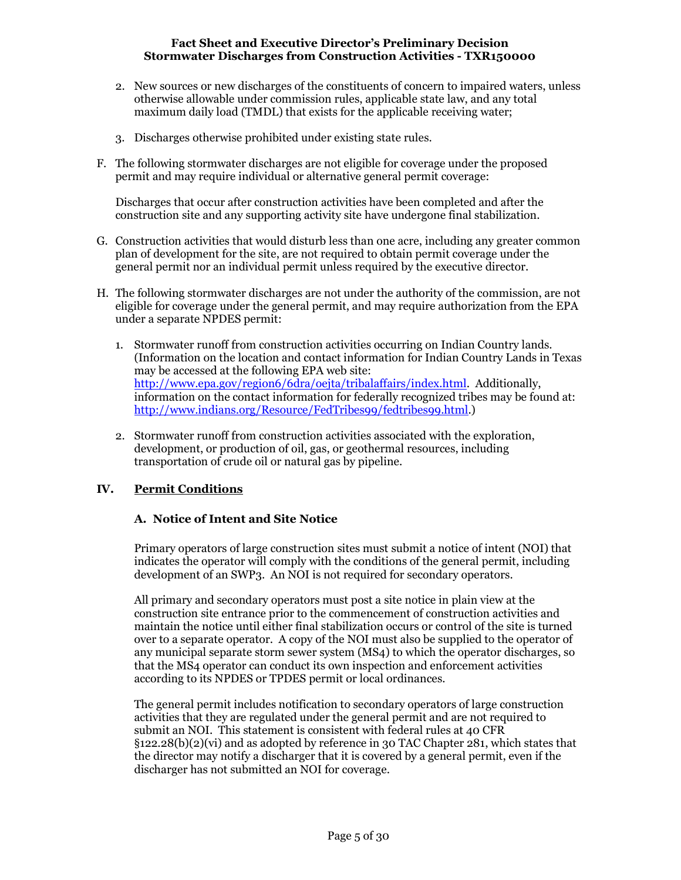2. New sources or new discharges of the constituents of concern to impaired waters, unless otherwise allowable under commission rules, applicable state law, and any total maximum daily load (TMDL) that exists for the applicable receiving water;

3. Discharges otherwise prohibited under existing state rules.

F. The following stormwater discharges are not eligible for coverage under the proposed permit and may require individual or alternative general permit coverage:

Discharges that occur after construction activities have been completed and after the construction site and any supporting activity site have undergone final stabilization.

G. Construction activities that would disturb less than one acre, including any greater common plan of development for the site, are not required to obtain permit coverage under the general permit nor an individual permit unless required by the executive director.

H. The following stormwater discharges are not under the authority of the commission, are not eligible for coverage under the general permit, and may require authorization from the EPA under a separate NPDES permit:

1. Stormwater runoff from construction activities occurring on Indian Country lands. (Information on the location and contact information for Indian Country Lands in Texas may be accessed at the following EPA web site: http://www.epa.gov/region6/6dra/oejta/tribalaffairs/index.html. Additionally, information on the contact information for federally recognized tribes may be found at: http://www.indians.org/Resource/FedTribes99/fedtribes99.html.)

2. Stormwater runoff from construction activities associated with the exploration, development, or production of oil, gas, or geothermal resources, including transportation of crude oil or natural gas by pipeline.

## IV. Permit Conditions

### A. Notice of Intent and Site Notice

Primary operators of large construction sites must submit a notice of intent (NOI) that indicates the operator will comply with the conditions of the general permit, including development of an SWP3. An NOI is not required for secondary operators.

All primary and secondary operators must post a site notice in plain view at the construction site entrance prior to the commencement of construction activities and maintain the notice until either final stabilization occurs or control of the site is turned over to a separate operator. A copy of the NOI must also be supplied to the operator of any municipal separate storm sewer system (MS4) to which the operator discharges, so that the MS4 operator can conduct its own inspection and enforcement activities according to its NPDES or TPDES permit or local ordinances.

The general permit includes notification to secondary operators of large construction activities that they are regulated under the general permit and are not required to submit an NOI. This statement is consistent with federal rules at 40 CFR §122.28(b)(2)(vi) and as adopted by reference in 30 TAC Chapter 281, which states that the director may notify a discharger that it is covered by a general permit, even if the discharger has not submitted an NOI for coverage.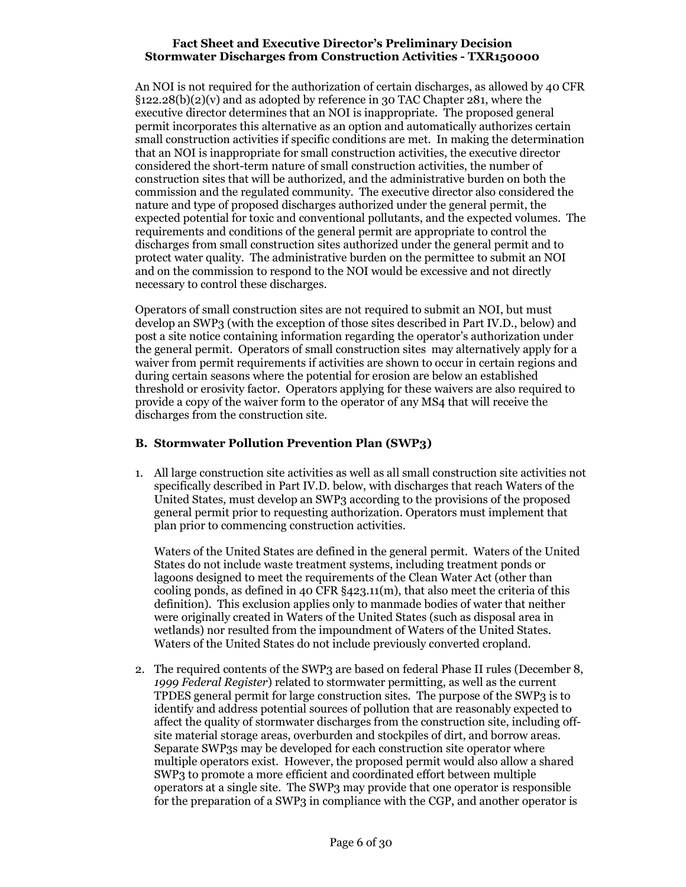An NOI is not required for the authorization of certain discharges, as allowed by 40 CFR §122.28(b)(2)(v) and as adopted by reference in 30 TAC Chapter 281, where the executive director determines that an NOI is inappropriate. The proposed general permit incorporates this alternative as an option and automatically authorizes certain small construction activities if specific conditions are met. In making the determination that an NOI is inappropriate for small construction activities, the executive director considered the short-term nature of small construction activities, the number of construction sites that will be authorized, and the administrative burden on both the commission and the regulated community. The executive director also considered the nature and type of proposed discharges authorized under the general permit, the expected potential for toxic and conventional pollutants, and the expected volumes. The requirements and conditions of the general permit are appropriate to control the discharges from small construction sites authorized under the general permit and to protect water quality. The administrative burden on the permittee to submit an NOI and on the commission to respond to the NOI would be excessive and not directly necessary to control these discharges.

Operators of small construction sites are not required to submit an NOI, but must develop an SWP3 (with the exception of those sites described in Part IV.D., below) and post a site notice containing information regarding the operator's authorization under the general permit. Operators of small construction sites may alternatively apply for a waiver from permit requirements if activities are shown to occur in certain regions and during certain seasons where the potential for erosion are below an established threshold or erosivity factor. Operators applying for these waivers are also required to provide a copy of the waiver form to the operator of any MS4 that will receive the discharges from the construction site.

## B. Stormwater Pollution Prevention Plan (SWP3)

1. All large construction site activities as well as all small construction site activities not specifically described in Part IV.D. below, with discharges that reach Waters of the United States, must develop an SWP3 according to the provisions of the proposed general permit prior to requesting authorization. Operators must implement that plan prior to commencing construction activities.

   Waters of the United States are defined in the general permit. Waters of the United States do not include waste treatment systems, including treatment ponds or lagoons designed to meet the requirements of the Clean Water Act (other than cooling ponds, as defined in 40 CFR §423.11(m), that also meet the criteria of this definition). This exclusion applies only to manmade bodies of water that neither were originally created in Waters of the United States (such as disposal area in wetlands) nor resulted from the impoundment of Waters of the United States. Waters of the United States do not include previously converted cropland.

2. The required contents of the SWP3 are based on federal Phase II rules (December 8, *1999 Federal Register*) related to stormwater permitting, as well as the current TPDES general permit for large construction sites. The purpose of the SWP3 is to identify and address potential sources of pollution that are reasonably expected to affect the quality of stormwater discharges from the construction site, including off-site material storage areas, overburden and stockpiles of dirt, and borrow areas. Separate SWP3s may be developed for each construction site operator where multiple operators exist. However, the proposed permit would also allow a shared SWP3 to promote a more efficient and coordinated effort between multiple operators at a single site. The SWP3 may provide that one operator is responsible for the preparation of a SWP3 in compliance with the CGP, and another operator is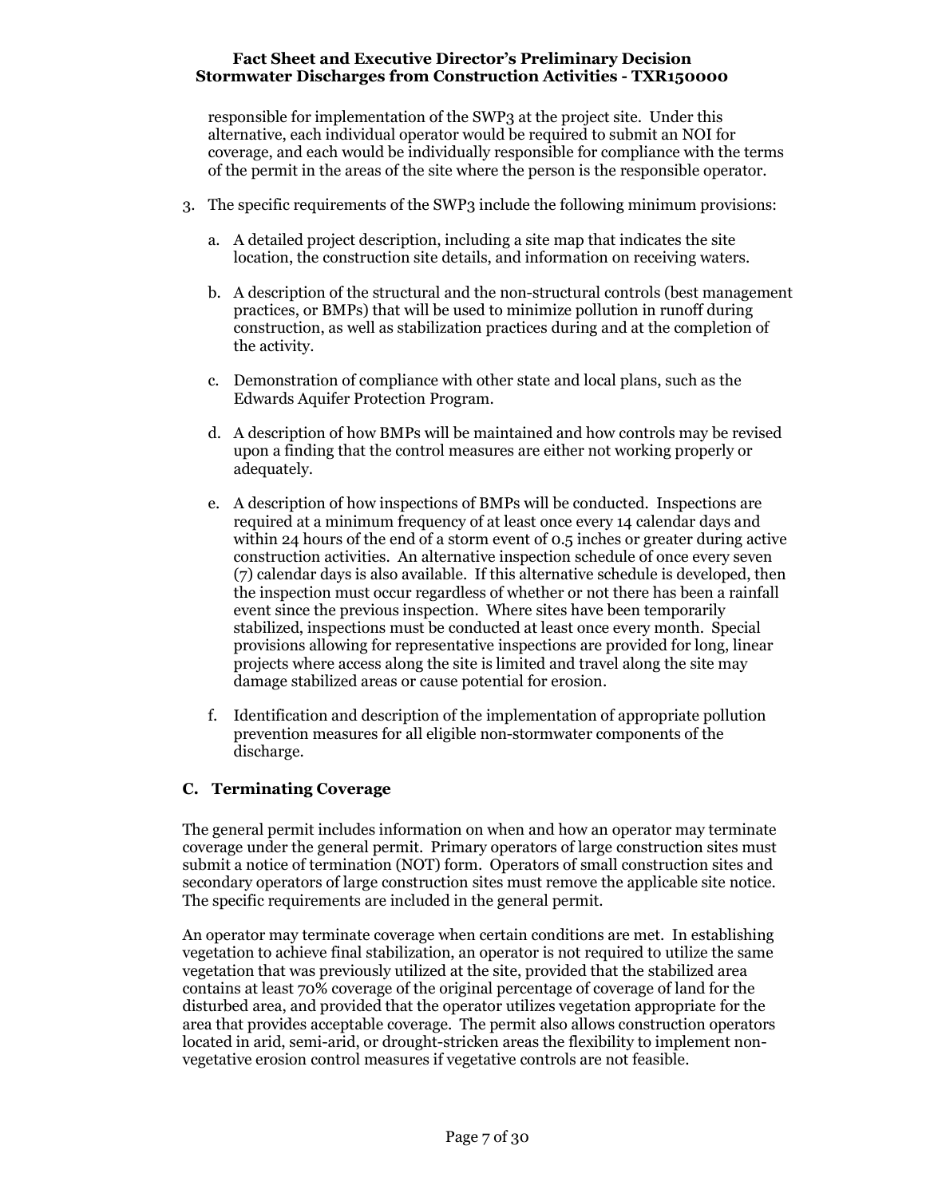responsible for implementation of the SWP3 at the project site. Under this alternative, each individual operator would be required to submit an NOI for coverage, and each would be individually responsible for compliance with the terms of the permit in the areas of the site where the person is the responsible operator.

3. The specific requirements of the SWP3 include the following minimum provisions:

   a. A detailed project description, including a site map that indicates the site location, the construction site details, and information on receiving waters.

   b. A description of the structural and the non-structural controls (best management practices, or BMPs) that will be used to minimize pollution in runoff during construction, as well as stabilization practices during and at the completion of the activity.

   c. Demonstration of compliance with other state and local plans, such as the Edwards Aquifer Protection Program.

   d. A description of how BMPs will be maintained and how controls may be revised upon a finding that the control measures are either not working properly or adequately.

   e. A description of how inspections of BMPs will be conducted. Inspections are required at a minimum frequency of at least once every 14 calendar days and within 24 hours of the end of a storm event of 0.5 inches or greater during active construction activities. An alternative inspection schedule of once every seven (7) calendar days is also available. If this alternative schedule is developed, then the inspection must occur regardless of whether or not there has been a rainfall event since the previous inspection. Where sites have been temporarily stabilized, inspections must be conducted at least once every month. Special provisions allowing for representative inspections are provided for long, linear projects where access along the site is limited and travel along the site may damage stabilized areas or cause potential for erosion.

   f. Identification and description of the implementation of appropriate pollution prevention measures for all eligible non-stormwater components of the discharge.

### C. Terminating Coverage

The general permit includes information on when and how an operator may terminate coverage under the general permit. Primary operators of large construction sites must submit a notice of termination (NOT) form. Operators of small construction sites and secondary operators of large construction sites must remove the applicable site notice. The specific requirements are included in the general permit.

An operator may terminate coverage when certain conditions are met. In establishing vegetation to achieve final stabilization, an operator is not required to utilize the same vegetation that was previously utilized at the site, provided that the stabilized area contains at least 70% coverage of the original percentage of coverage of land for the disturbed area, and provided that the operator utilizes vegetation appropriate for the area that provides acceptable coverage. The permit also allows construction operators located in arid, semi-arid, or drought-stricken areas the flexibility to implement non-vegetative erosion control measures if vegetative controls are not feasible.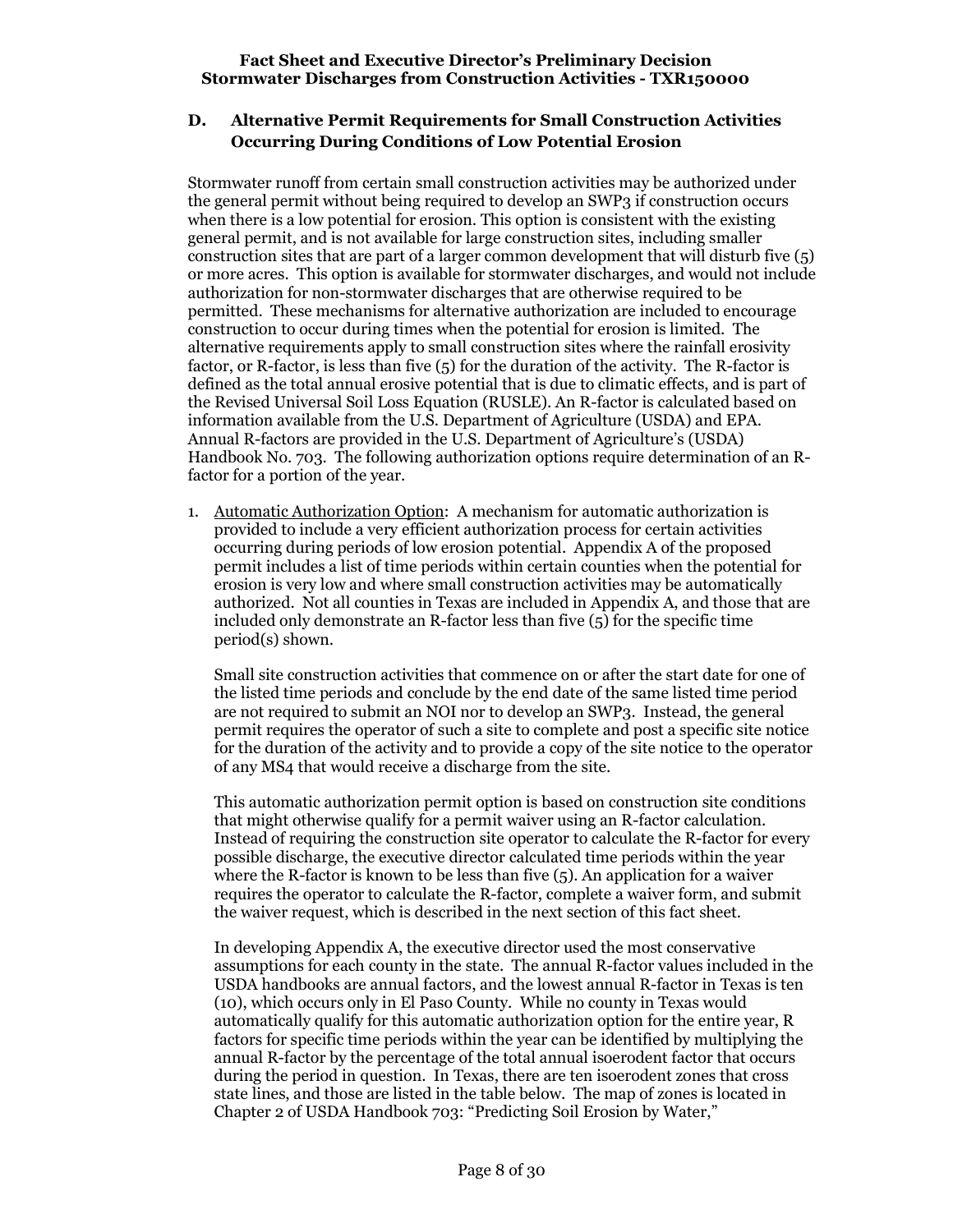### D. Alternative Permit Requirements for Small Construction Activities Occurring During Conditions of Low Potential Erosion

Stormwater runoff from certain small construction activities may be authorized under the general permit without being required to develop an SWP3 if construction occurs when there is a low potential for erosion. This option is consistent with the existing general permit, and is not available for large construction sites, including smaller construction sites that are part of a larger common development that will disturb five (5) or more acres. This option is available for stormwater discharges, and would not include authorization for non-stormwater discharges that are otherwise required to be permitted. These mechanisms for alternative authorization are included to encourage construction to occur during times when the potential for erosion is limited. The alternative requirements apply to small construction sites where the rainfall erosivity factor, or R-factor, is less than five (5) for the duration of the activity. The R-factor is defined as the total annual erosive potential that is due to climatic effects, and is part of the Revised Universal Soil Loss Equation (RUSLE). An R-factor is calculated based on information available from the U.S. Department of Agriculture (USDA) and EPA. Annual R-factors are provided in the U.S. Department of Agriculture's (USDA) Handbook No. 703. The following authorization options require determination of an R-factor for a portion of the year.

1. Automatic Authorization Option: A mechanism for automatic authorization is provided to include a very efficient authorization process for certain activities occurring during periods of low erosion potential. Appendix A of the proposed permit includes a list of time periods within certain counties when the potential for erosion is very low and where small construction activities may be automatically authorized. Not all counties in Texas are included in Appendix A, and those that are included only demonstrate an R-factor less than five (5) for the specific time period(s) shown.

   Small site construction activities that commence on or after the start date for one of the listed time periods and conclude by the end date of the same listed time period are not required to submit an NOI nor to develop an SWP3. Instead, the general permit requires the operator of such a site to complete and post a specific site notice for the duration of the activity and to provide a copy of the site notice to the operator of any MS4 that would receive a discharge from the site.

   This automatic authorization permit option is based on construction site conditions that might otherwise qualify for a permit waiver using an R-factor calculation. Instead of requiring the construction site operator to calculate the R-factor for every possible discharge, the executive director calculated time periods within the year where the R-factor is known to be less than five (5). An application for a waiver requires the operator to calculate the R-factor, complete a waiver form, and submit the waiver request, which is described in the next section of this fact sheet.

   In developing Appendix A, the executive director used the most conservative assumptions for each county in the state. The annual R-factor values included in the USDA handbooks are annual factors, and the lowest annual R-factor in Texas is ten (10), which occurs only in El Paso County. While no county in Texas would automatically qualify for this automatic authorization option for the entire year, R factors for specific time periods within the year can be identified by multiplying the annual R-factor by the percentage of the total annual isoerodent factor that occurs during the period in question. In Texas, there are ten isoerodent zones that cross state lines, and those are listed in the table below. The map of zones is located in Chapter 2 of USDA Handbook 703: "Predicting Soil Erosion by Water,"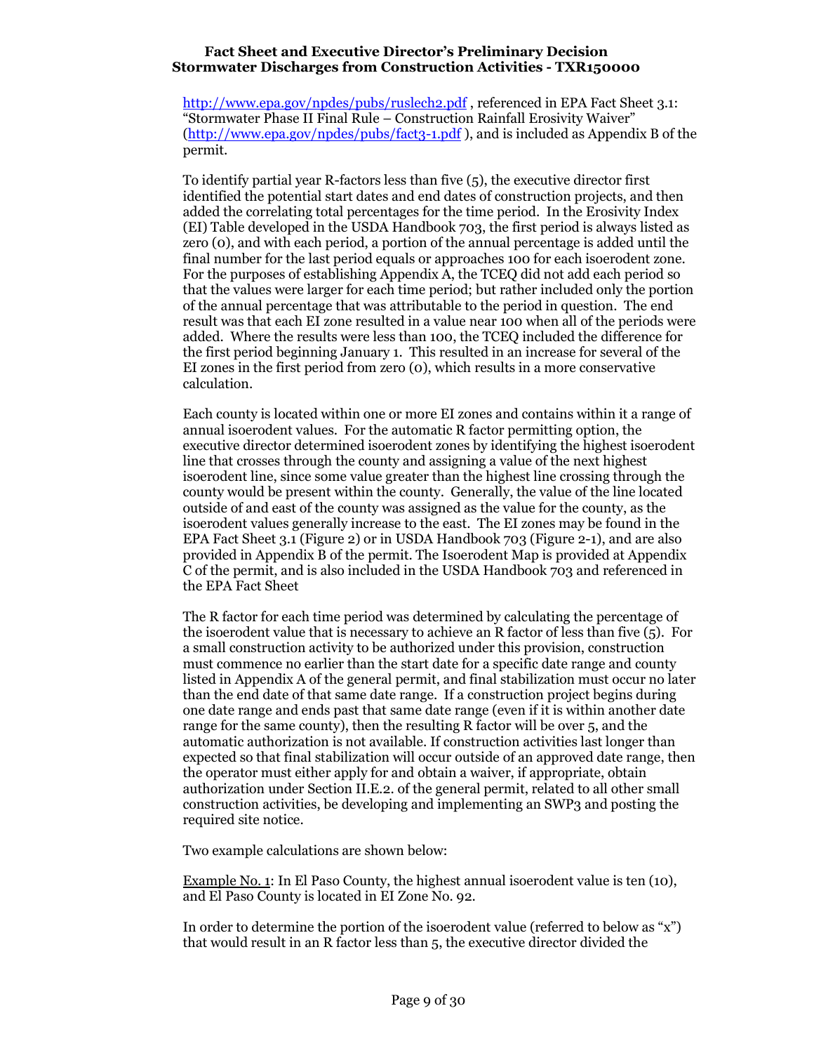http://www.epa.gov/npdes/pubs/ruslech2.pdf , referenced in EPA Fact Sheet 3.1: "Stormwater Phase II Final Rule – Construction Rainfall Erosivity Waiver" (http://www.epa.gov/npdes/pubs/fact3-1.pdf ), and is included as Appendix B of the permit.

To identify partial year R-factors less than five (5), the executive director first identified the potential start dates and end dates of construction projects, and then added the correlating total percentages for the time period. In the Erosivity Index (EI) Table developed in the USDA Handbook 703, the first period is always listed as zero (0), and with each period, a portion of the annual percentage is added until the final number for the last period equals or approaches 100 for each isoerodent zone. For the purposes of establishing Appendix A, the TCEQ did not add each period so that the values were larger for each time period; but rather included only the portion of the annual percentage that was attributable to the period in question. The end result was that each EI zone resulted in a value near 100 when all of the periods were added. Where the results were less than 100, the TCEQ included the difference for the first period beginning January 1. This resulted in an increase for several of the EI zones in the first period from zero (0), which results in a more conservative calculation.

Each county is located within one or more EI zones and contains within it a range of annual isoerodent values. For the automatic R factor permitting option, the executive director determined isoerodent zones by identifying the highest isoerodent line that crosses through the county and assigning a value of the next highest isoerodent line, since some value greater than the highest line crossing through the county would be present within the county. Generally, the value of the line located outside of and east of the county was assigned as the value for the county, as the isoerodent values generally increase to the east. The EI zones may be found in the EPA Fact Sheet 3.1 (Figure 2) or in USDA Handbook 703 (Figure 2-1), and are also provided in Appendix B of the permit. The Isoerodent Map is provided at Appendix C of the permit, and is also included in the USDA Handbook 703 and referenced in the EPA Fact Sheet

The R factor for each time period was determined by calculating the percentage of the isoerodent value that is necessary to achieve an R factor of less than five (5). For a small construction activity to be authorized under this provision, construction must commence no earlier than the start date for a specific date range and county listed in Appendix A of the general permit, and final stabilization must occur no later than the end date of that same date range. If a construction project begins during one date range and ends past that same date range (even if it is within another date range for the same county), then the resulting R factor will be over 5, and the automatic authorization is not available. If construction activities last longer than expected so that final stabilization will occur outside of an approved date range, then the operator must either apply for and obtain a waiver, if appropriate, obtain authorization under Section II.E.2. of the general permit, related to all other small construction activities, be developing and implementing an SWP3 and posting the required site notice.

Two example calculations are shown below:

Example No. 1: In El Paso County, the highest annual isoerodent value is ten (10), and El Paso County is located in EI Zone No. 92.

In order to determine the portion of the isoerodent value (referred to below as "x") that would result in an R factor less than 5, the executive director divided the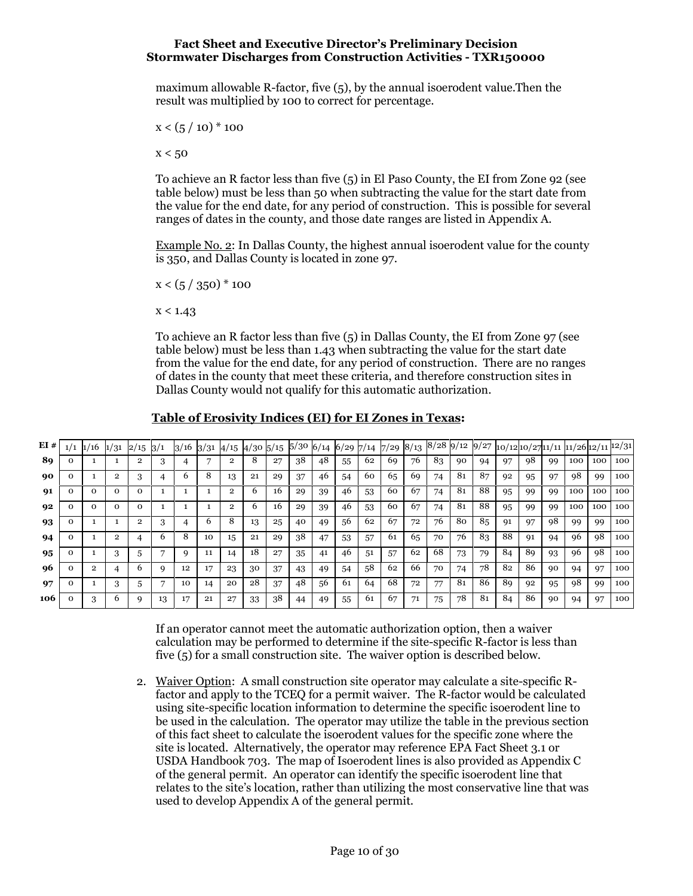maximum allowable R-factor, five (5), by the annual isoerodent value.Then the result was multiplied by 100 to correct for percentage.

$x < (5 / 10) * 100$

$x < 50$

To achieve an R factor less than five (5) in El Paso County, the EI from Zone 92 (see table below) must be less than 50 when subtracting the value for the start date from the value for the end date, for any period of construction. This is possible for several ranges of dates in the county, and those date ranges are listed in Appendix A.

Example No. 2: In Dallas County, the highest annual isoerodent value for the county is 350, and Dallas County is located in zone 97.

$x < (5 / 350) * 100$

$x < 1.43$

To achieve an R factor less than five (5) in Dallas County, the EI from Zone 97 (see table below) must be less than 1.43 when subtracting the value for the start date from the value for the end date, for any period of construction. There are no ranges of dates in the county that meet these criteria, and therefore construction sites in Dallas County would not qualify for this automatic authorization.

**Table of Erosivity Indices (EI) for EI Zones in Texas:**

| EI # | 1/1 | 1/16 | 1/31 | 2/15 | 3/1 | 3/16 | 3/31 | 4/15 | 4/30 | 5/15 | 5/30 | 6/14 | 6/29 | 7/14 | 7/29 | 8/13 | 8/28 | 9/12 | 9/27 | 10/12 | 10/27 | 11/11 | 11/26 | 12/11 | 12/31 |
|---|---|---|---|---|---|---|---|---|---|---|---|---|---|---|---|---|---|---|---|---|---|---|---|---|---|
| **89** | 0 | 1 | 1 | 2 | 3 | 4 | 7 | 2 | 8 | 27 | 38 | 48 | 55 | 62 | 69 | 76 | 83 | 90 | 94 | 97 | 98 | 99 | 100 | 100 | 100 |
| **90** | 0 | 1 | 2 | 3 | 4 | 6 | 8 | 13 | 21 | 29 | 37 | 46 | 54 | 60 | 65 | 69 | 74 | 81 | 87 | 92 | 95 | 97 | 98 | 99 | 100 |
| **91** | 0 | 0 | 0 | 0 | 1 | 1 | 1 | 2 | 6 | 16 | 29 | 39 | 46 | 53 | 60 | 67 | 74 | 81 | 88 | 95 | 99 | 99 | 100 | 100 | 100 |
| **92** | 0 | 0 | 0 | 0 | 1 | 1 | 1 | 2 | 6 | 16 | 29 | 39 | 46 | 53 | 60 | 67 | 74 | 81 | 88 | 95 | 99 | 99 | 100 | 100 | 100 |
| **93** | 0 | 1 | 1 | 2 | 3 | 4 | 6 | 8 | 13 | 25 | 40 | 49 | 56 | 62 | 67 | 72 | 76 | 80 | 85 | 91 | 97 | 98 | 99 | 99 | 100 |
| **94** | 0 | 1 | 2 | 4 | 6 | 8 | 10 | 15 | 21 | 29 | 38 | 47 | 53 | 57 | 61 | 65 | 70 | 76 | 83 | 88 | 91 | 94 | 96 | 98 | 100 |
| **95** | 0 | 1 | 3 | 5 | 7 | 9 | 11 | 14 | 18 | 27 | 35 | 41 | 46 | 51 | 57 | 62 | 68 | 73 | 79 | 84 | 89 | 93 | 96 | 98 | 100 |
| **96** | 0 | 2 | 4 | 6 | 9 | 12 | 17 | 23 | 30 | 37 | 43 | 49 | 54 | 58 | 62 | 66 | 70 | 74 | 78 | 82 | 86 | 90 | 94 | 97 | 100 |
| **97** | 0 | 1 | 3 | 5 | 7 | 10 | 14 | 20 | 28 | 37 | 48 | 56 | 61 | 64 | 68 | 72 | 77 | 81 | 86 | 89 | 92 | 95 | 98 | 99 | 100 |
| **106** | 0 | 3 | 6 | 9 | 13 | 17 | 21 | 27 | 33 | 38 | 44 | 49 | 55 | 61 | 67 | 71 | 75 | 78 | 81 | 84 | 86 | 90 | 94 | 97 | 100 |

If an operator cannot meet the automatic authorization option, then a waiver calculation may be performed to determine if the site-specific R-factor is less than five (5) for a small construction site. The waiver option is described below.

2. Waiver Option: A small construction site operator may calculate a site-specific R-factor and apply to the TCEQ for a permit waiver. The R-factor would be calculated using site-specific location information to determine the specific isoerodent line to be used in the calculation. The operator may utilize the table in the previous section of this fact sheet to calculate the isoerodent values for the specific zone where the site is located. Alternatively, the operator may reference EPA Fact Sheet 3.1 or USDA Handbook 703. The map of Isoerodent lines is also provided as Appendix C of the general permit. An operator can identify the specific isoerodent line that relates to the site's location, rather than utilizing the most conservative line that was used to develop Appendix A of the general permit.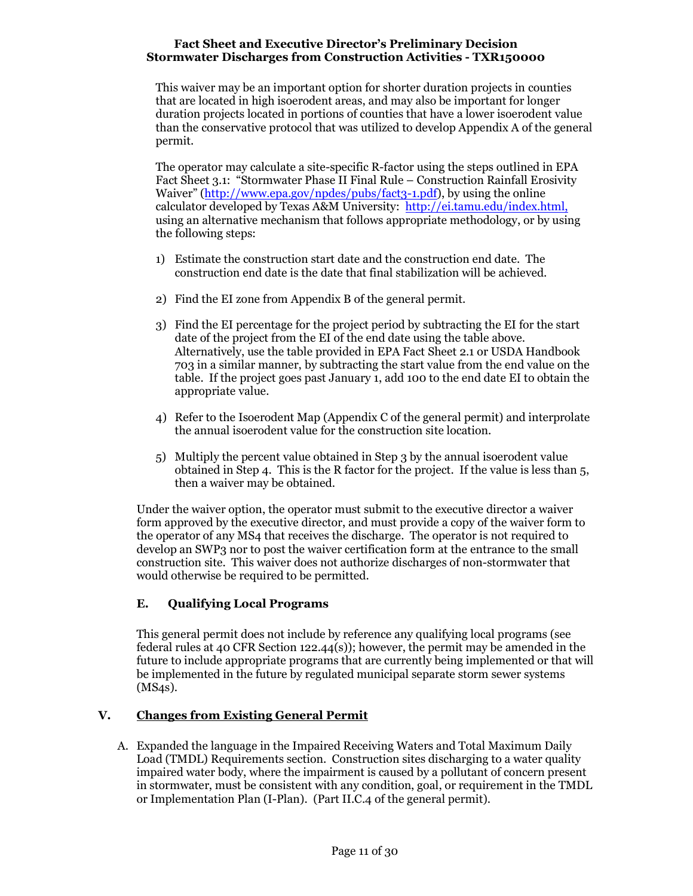This waiver may be an important option for shorter duration projects in counties that are located in high isoerodent areas, and may also be important for longer duration projects located in portions of counties that have a lower isoerodent value than the conservative protocol that was utilized to develop Appendix A of the general permit.

The operator may calculate a site-specific R-factor using the steps outlined in EPA Fact Sheet 3.1: "Stormwater Phase II Final Rule – Construction Rainfall Erosivity Waiver" (http://www.epa.gov/npdes/pubs/fact3-1.pdf), by using the online calculator developed by Texas A&M University: http://ei.tamu.edu/index.html, using an alternative mechanism that follows appropriate methodology, or by using the following steps:

1) Estimate the construction start date and the construction end date. The construction end date is the date that final stabilization will be achieved.

2) Find the EI zone from Appendix B of the general permit.

3) Find the EI percentage for the project period by subtracting the EI for the start date of the project from the EI of the end date using the table above. Alternatively, use the table provided in EPA Fact Sheet 2.1 or USDA Handbook 703 in a similar manner, by subtracting the start value from the end value on the table. If the project goes past January 1, add 100 to the end date EI to obtain the appropriate value.

4) Refer to the Isoerodent Map (Appendix C of the general permit) and interpolate the annual isoerodent value for the construction site location.

5) Multiply the percent value obtained in Step 3 by the annual isoerodent value obtained in Step 4. This is the R factor for the project. If the value is less than 5, then a waiver may be obtained.

Under the waiver option, the operator must submit to the executive director a waiver form approved by the executive director, and must provide a copy of the waiver form to the operator of any MS4 that receives the discharge. The operator is not required to develop an SWP3 nor to post the waiver certification form at the entrance to the small construction site. This waiver does not authorize discharges of non-stormwater that would otherwise be required to be permitted.

### E. Qualifying Local Programs

This general permit does not include by reference any qualifying local programs (see federal rules at 40 CFR Section 122.44(s)); however, the permit may be amended in the future to include appropriate programs that are currently being implemented or that will be implemented in the future by regulated municipal separate storm sewer systems (MS4s).

## V. Changes from Existing General Permit

A. Expanded the language in the Impaired Receiving Waters and Total Maximum Daily Load (TMDL) Requirements section. Construction sites discharging to a water quality impaired water body, where the impairment is caused by a pollutant of concern present in stormwater, must be consistent with any condition, goal, or requirement in the TMDL or Implementation Plan (I-Plan). (Part II.C.4 of the general permit).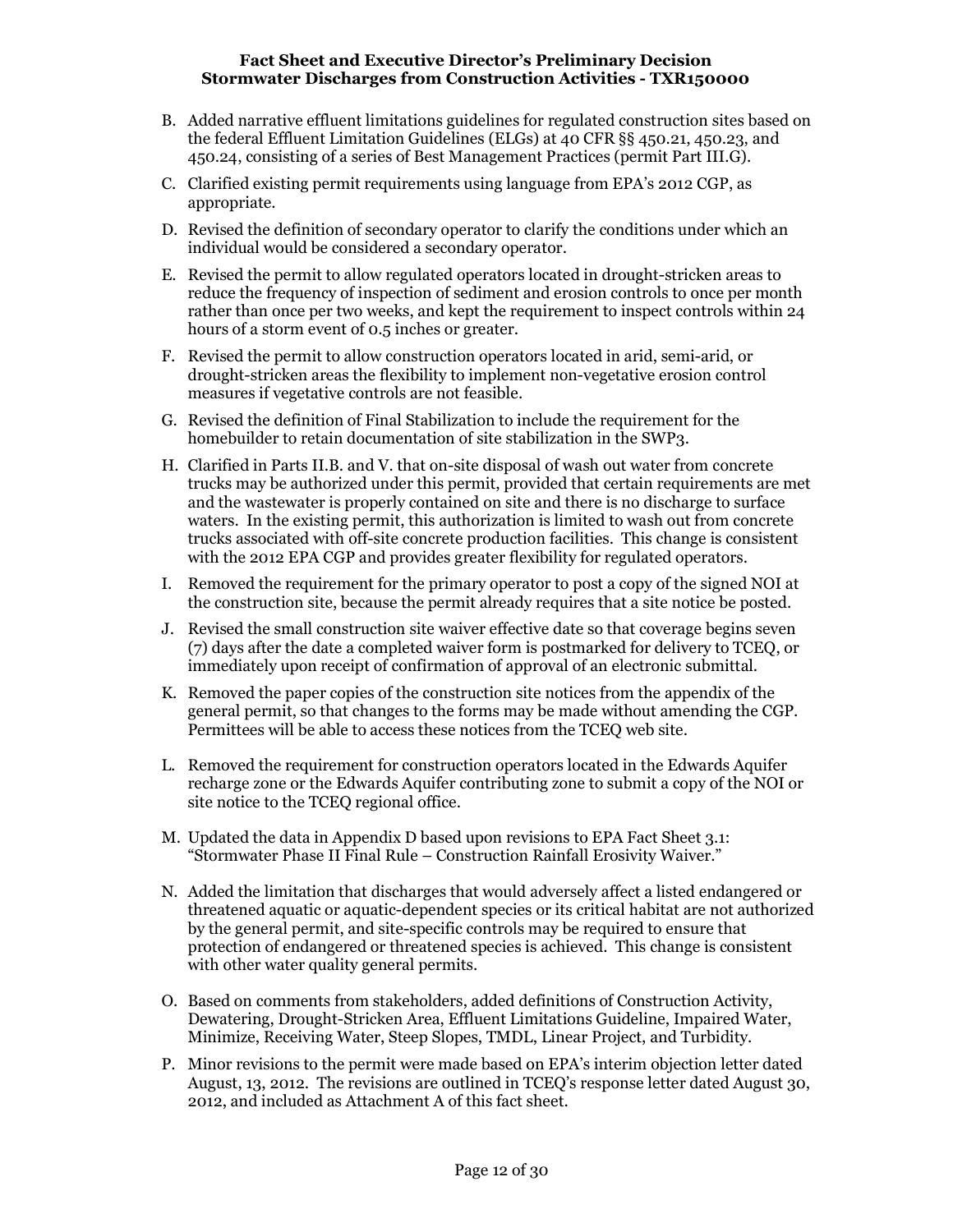B. Added narrative effluent limitations guidelines for regulated construction sites based on the federal Effluent Limitation Guidelines (ELGs) at 40 CFR §§ 450.21, 450.23, and 450.24, consisting of a series of Best Management Practices (permit Part III.G).

C. Clarified existing permit requirements using language from EPA's 2012 CGP, as appropriate.

D. Revised the definition of secondary operator to clarify the conditions under which an individual would be considered a secondary operator.

E. Revised the permit to allow regulated operators located in drought-stricken areas to reduce the frequency of inspection of sediment and erosion controls to once per month rather than once per two weeks, and kept the requirement to inspect controls within 24 hours of a storm event of 0.5 inches or greater.

F. Revised the permit to allow construction operators located in arid, semi-arid, or drought-stricken areas the flexibility to implement non-vegetative erosion control measures if vegetative controls are not feasible.

G. Revised the definition of Final Stabilization to include the requirement for the homebuilder to retain documentation of site stabilization in the SWP3.

H. Clarified in Parts II.B. and V. that on-site disposal of wash out water from concrete trucks may be authorized under this permit, provided that certain requirements are met and the wastewater is properly contained on site and there is no discharge to surface waters. In the existing permit, this authorization is limited to wash out from concrete trucks associated with off-site concrete production facilities. This change is consistent with the 2012 EPA CGP and provides greater flexibility for regulated operators.

I. Removed the requirement for the primary operator to post a copy of the signed NOI at the construction site, because the permit already requires that a site notice be posted.

J. Revised the small construction site waiver effective date so that coverage begins seven (7) days after the date a completed waiver form is postmarked for delivery to TCEQ, or immediately upon receipt of confirmation of approval of an electronic submittal.

K. Removed the paper copies of the construction site notices from the appendix of the general permit, so that changes to the forms may be made without amending the CGP. Permittees will be able to access these notices from the TCEQ web site.

L. Removed the requirement for construction operators located in the Edwards Aquifer recharge zone or the Edwards Aquifer contributing zone to submit a copy of the NOI or site notice to the TCEQ regional office.

M. Updated the data in Appendix D based upon revisions to EPA Fact Sheet 3.1: "Stormwater Phase II Final Rule – Construction Rainfall Erosivity Waiver."

N. Added the limitation that discharges that would adversely affect a listed endangered or threatened aquatic or aquatic-dependent species or its critical habitat are not authorized by the general permit, and site-specific controls may be required to ensure that protection of endangered or threatened species is achieved. This change is consistent with other water quality general permits.

O. Based on comments from stakeholders, added definitions of Construction Activity, Dewatering, Drought-Stricken Area, Effluent Limitations Guideline, Impaired Water, Minimize, Receiving Water, Steep Slopes, TMDL, Linear Project, and Turbidity.

P. Minor revisions to the permit were made based on EPA's interim objection letter dated August, 13, 2012. The revisions are outlined in TCEQ's response letter dated August 30, 2012, and included as Attachment A of this fact sheet.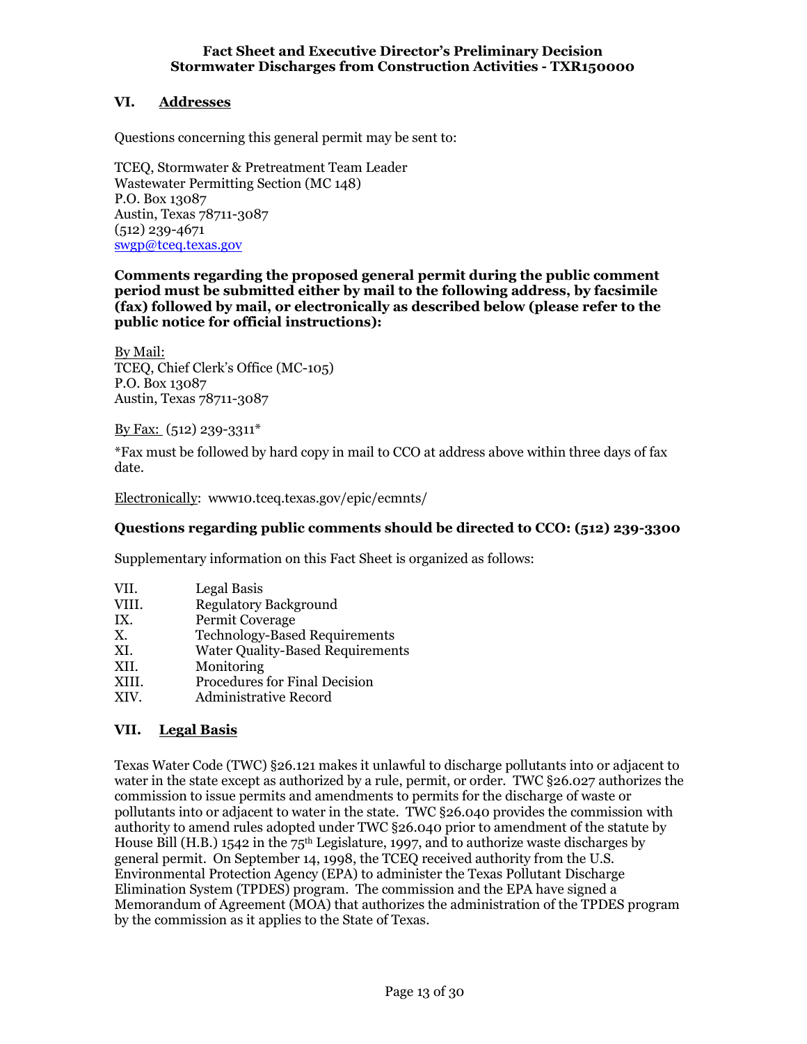## VI. Addresses

Questions concerning this general permit may be sent to:

TCEQ, Stormwater & Pretreatment Team Leader
Wastewater Permitting Section (MC 148)
P.O. Box 13087
Austin, Texas 78711-3087
(512) 239-4671
swgp@tceq.texas.gov

**Comments regarding the proposed general permit during the public comment period must be submitted either by mail to the following address, by facsimile (fax) followed by mail, or electronically as described below (please refer to the public notice for official instructions):**

By Mail:
TCEQ, Chief Clerk's Office (MC-105)
P.O. Box 13087
Austin, Texas 78711-3087

By Fax: (512) 239-3311*

*Fax must be followed by hard copy in mail to CCO at address above within three days of fax date.

Electronically: www10.tceq.texas.gov/epic/ecmnts/

**Questions regarding public comments should be directed to CCO: (512) 239-3300**

Supplementary information on this Fact Sheet is organized as follows:

- VII. Legal Basis
- VIII. Regulatory Background
- IX. Permit Coverage
- X. Technology-Based Requirements
- XI. Water Quality-Based Requirements
- XII. Monitoring
- XIII. Procedures for Final Decision
- XIV. Administrative Record

## VII. Legal Basis

Texas Water Code (TWC) §26.121 makes it unlawful to discharge pollutants into or adjacent to water in the state except as authorized by a rule, permit, or order. TWC §26.027 authorizes the commission to issue permits and amendments to permits for the discharge of waste or pollutants into or adjacent to water in the state. TWC §26.040 provides the commission with authority to amend rules adopted under TWC §26.040 prior to amendment of the statute by House Bill (H.B.) 1542 in the 75th Legislature, 1997, and to authorize waste discharges by general permit. On September 14, 1998, the TCEQ received authority from the U.S. Environmental Protection Agency (EPA) to administer the Texas Pollutant Discharge Elimination System (TPDES) program. The commission and the EPA have signed a Memorandum of Agreement (MOA) that authorizes the administration of the TPDES program by the commission as it applies to the State of Texas.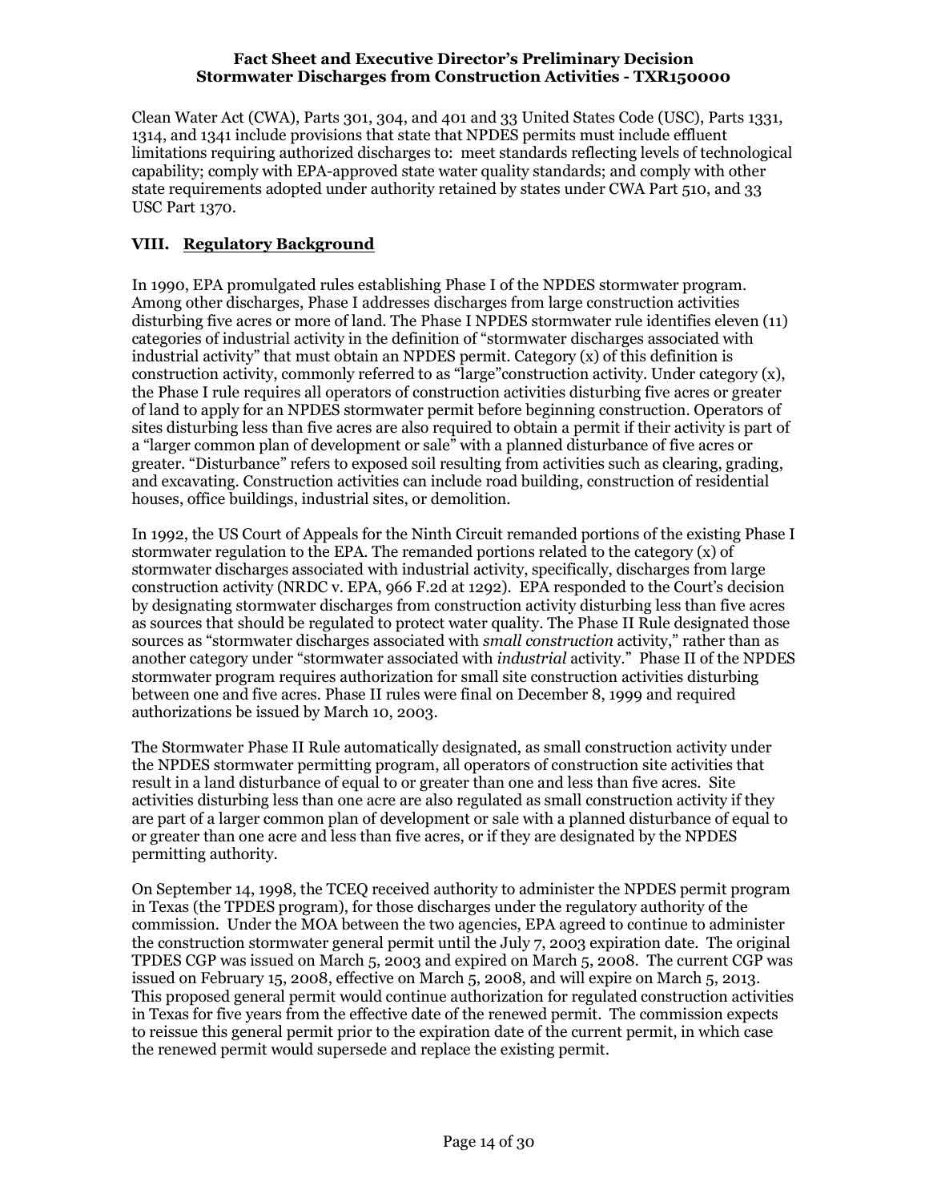Clean Water Act (CWA), Parts 301, 304, and 401 and 33 United States Code (USC), Parts 1331, 1314, and 1341 include provisions that state that NPDES permits must include effluent limitations requiring authorized discharges to: meet standards reflecting levels of technological capability; comply with EPA-approved state water quality standards; and comply with other state requirements adopted under authority retained by states under CWA Part 510, and 33 USC Part 1370.

## VIII. Regulatory Background

In 1990, EPA promulgated rules establishing Phase I of the NPDES stormwater program. Among other discharges, Phase I addresses discharges from large construction activities disturbing five acres or more of land. The Phase I NPDES stormwater rule identifies eleven (11) categories of industrial activity in the definition of "stormwater discharges associated with industrial activity" that must obtain an NPDES permit. Category (x) of this definition is construction activity, commonly referred to as "large"construction activity. Under category (x), the Phase I rule requires all operators of construction activities disturbing five acres or greater of land to apply for an NPDES stormwater permit before beginning construction. Operators of sites disturbing less than five acres are also required to obtain a permit if their activity is part of a "larger common plan of development or sale" with a planned disturbance of five acres or greater. "Disturbance" refers to exposed soil resulting from activities such as clearing, grading, and excavating. Construction activities can include road building, construction of residential houses, office buildings, industrial sites, or demolition.

In 1992, the US Court of Appeals for the Ninth Circuit remanded portions of the existing Phase I stormwater regulation to the EPA. The remanded portions related to the category (x) of stormwater discharges associated with industrial activity, specifically, discharges from large construction activity (NRDC v. EPA, 966 F.2d at 1292). EPA responded to the Court's decision by designating stormwater discharges from construction activity disturbing less than five acres as sources that should be regulated to protect water quality. The Phase II Rule designated those sources as "stormwater discharges associated with *small construction* activity," rather than as another category under "stormwater associated with *industrial* activity." Phase II of the NPDES stormwater program requires authorization for small site construction activities disturbing between one and five acres. Phase II rules were final on December 8, 1999 and required authorizations be issued by March 10, 2003.

The Stormwater Phase II Rule automatically designated, as small construction activity under the NPDES stormwater permitting program, all operators of construction site activities that result in a land disturbance of equal to or greater than one and less than five acres. Site activities disturbing less than one acre are also regulated as small construction activity if they are part of a larger common plan of development or sale with a planned disturbance of equal to or greater than one acre and less than five acres, or if they are designated by the NPDES permitting authority.

On September 14, 1998, the TCEQ received authority to administer the NPDES permit program in Texas (the TPDES program), for those discharges under the regulatory authority of the commission. Under the MOA between the two agencies, EPA agreed to continue to administer the construction stormwater general permit until the July 7, 2003 expiration date. The original TPDES CGP was issued on March 5, 2003 and expired on March 5, 2008. The current CGP was issued on February 15, 2008, effective on March 5, 2008, and will expire on March 5, 2013. This proposed general permit would continue authorization for regulated construction activities in Texas for five years from the effective date of the renewed permit. The commission expects to reissue this general permit prior to the expiration date of the current permit, in which case the renewed permit would supersede and replace the existing permit.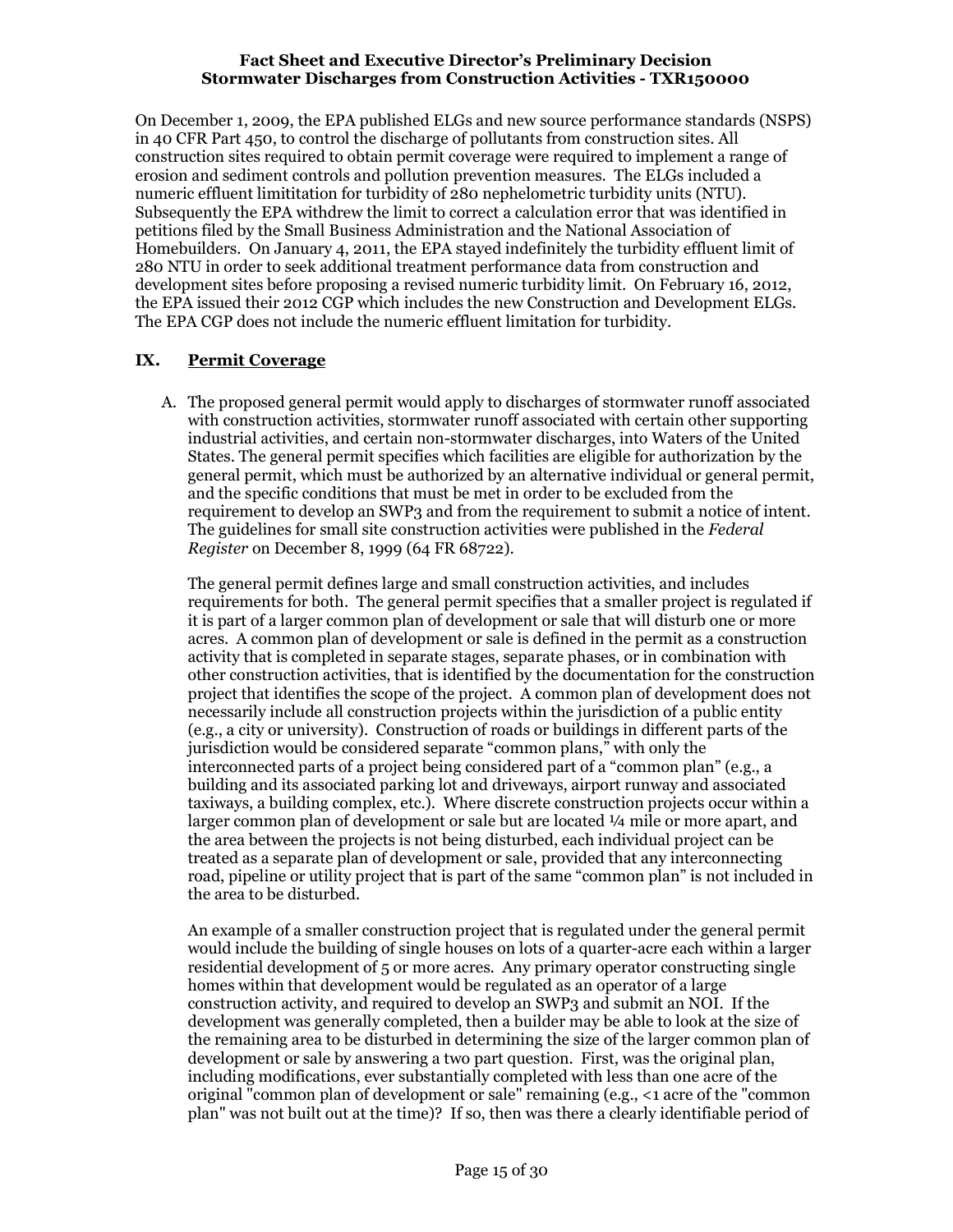On December 1, 2009, the EPA published ELGs and new source performance standards (NSPS) in 40 CFR Part 450, to control the discharge of pollutants from construction sites. All construction sites required to obtain permit coverage were required to implement a range of erosion and sediment controls and pollution prevention measures. The ELGs included a numeric effluent limititation for turbidity of 280 nephelometric turbidity units (NTU). Subsequently the EPA withdrew the limit to correct a calculation error that was identified in petitions filed by the Small Business Administration and the National Association of Homebuilders. On January 4, 2011, the EPA stayed indefinitely the turbidity effluent limit of 280 NTU in order to seek additional treatment performance data from construction and development sites before proposing a revised numeric turbidity limit. On February 16, 2012, the EPA issued their 2012 CGP which includes the new Construction and Development ELGs. The EPA CGP does not include the numeric effluent limitation for turbidity.

## IX. Permit Coverage

A. The proposed general permit would apply to discharges of stormwater runoff associated with construction activities, stormwater runoff associated with certain other supporting industrial activities, and certain non-stormwater discharges, into Waters of the United States. The general permit specifies which facilities are eligible for authorization by the general permit, which must be authorized by an alternative individual or general permit, and the specific conditions that must be met in order to be excluded from the requirement to develop an SWP3 and from the requirement to submit a notice of intent. The guidelines for small site construction activities were published in the *Federal Register* on December 8, 1999 (64 FR 68722).

The general permit defines large and small construction activities, and includes requirements for both. The general permit specifies that a smaller project is regulated if it is part of a larger common plan of development or sale that will disturb one or more acres. A common plan of development or sale is defined in the permit as a construction activity that is completed in separate stages, separate phases, or in combination with other construction activities, that is identified by the documentation for the construction project that identifies the scope of the project. A common plan of development does not necessarily include all construction projects within the jurisdiction of a public entity (e.g., a city or university). Construction of roads or buildings in different parts of the jurisdiction would be considered separate "common plans," with only the interconnected parts of a project being considered part of a "common plan" (e.g., a building and its associated parking lot and driveways, airport runway and associated taxiways, a building complex, etc.). Where discrete construction projects occur within a larger common plan of development or sale but are located ¼ mile or more apart, and the area between the projects is not being disturbed, each individual project can be treated as a separate plan of development or sale, provided that any interconnecting road, pipeline or utility project that is part of the same "common plan" is not included in the area to be disturbed.

An example of a smaller construction project that is regulated under the general permit would include the building of single houses on lots of a quarter-acre each within a larger residential development of 5 or more acres. Any primary operator constructing single homes within that development would be regulated as an operator of a large construction activity, and required to develop an SWP3 and submit an NOI. If the development was generally completed, then a builder may be able to look at the size of the remaining area to be disturbed in determining the size of the larger common plan of development or sale by answering a two part question. First, was the original plan, including modifications, ever substantially completed with less than one acre of the original "common plan of development or sale" remaining (e.g., <1 acre of the "common plan" was not built out at the time)? If so, then was there a clearly identifiable period of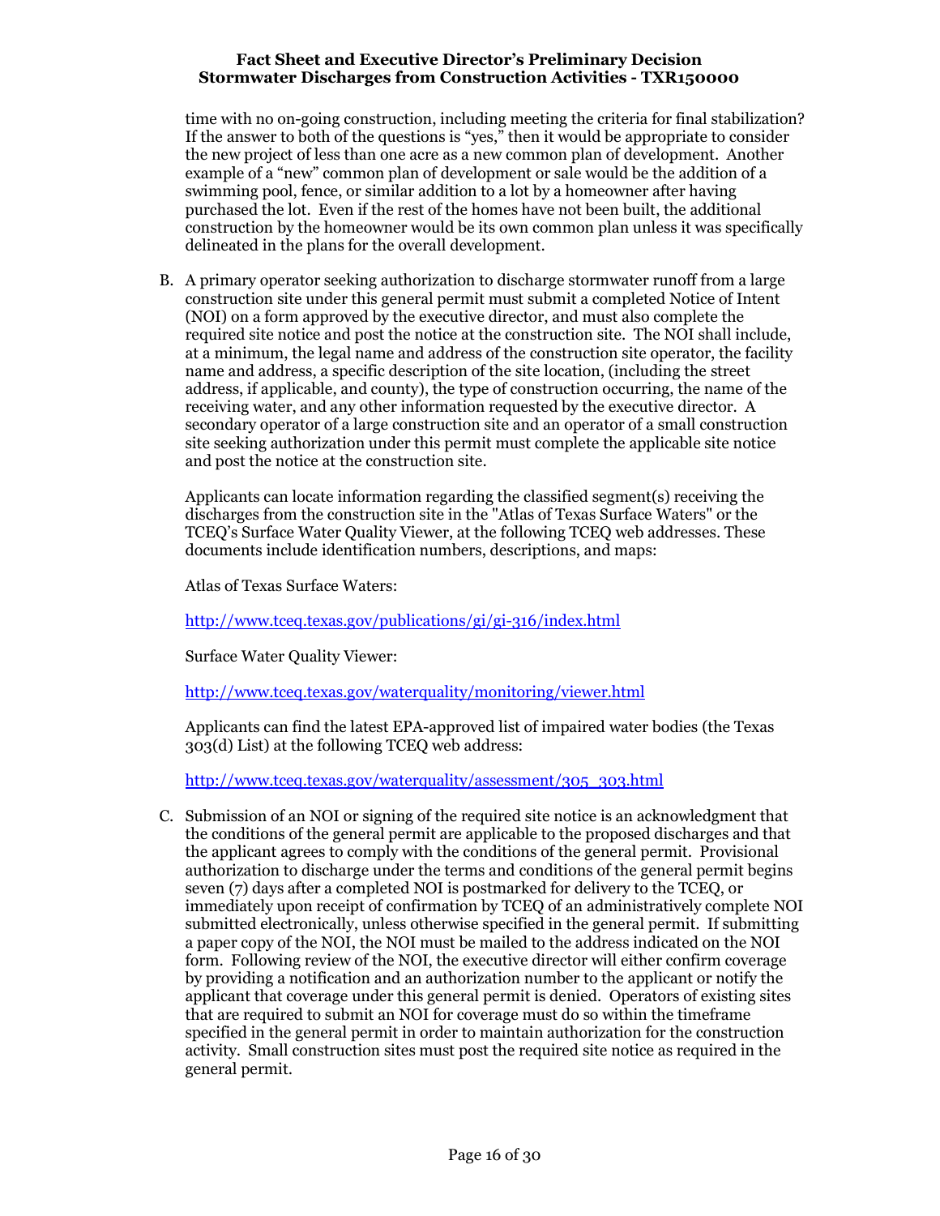time with no on-going construction, including meeting the criteria for final stabilization? If the answer to both of the questions is "yes," then it would be appropriate to consider the new project of less than one acre as a new common plan of development. Another example of a "new" common plan of development or sale would be the addition of a swimming pool, fence, or similar addition to a lot by a homeowner after having purchased the lot. Even if the rest of the homes have not been built, the additional construction by the homeowner would be its own common plan unless it was specifically delineated in the plans for the overall development.

B. A primary operator seeking authorization to discharge stormwater runoff from a large construction site under this general permit must submit a completed Notice of Intent (NOI) on a form approved by the executive director, and must also complete the required site notice and post the notice at the construction site. The NOI shall include, at a minimum, the legal name and address of the construction site operator, the facility name and address, a specific description of the site location, (including the street address, if applicable, and county), the type of construction occurring, the name of the receiving water, and any other information requested by the executive director. A secondary operator of a large construction site and an operator of a small construction site seeking authorization under this permit must complete the applicable site notice and post the notice at the construction site.

   Applicants can locate information regarding the classified segment(s) receiving the discharges from the construction site in the "Atlas of Texas Surface Waters" or the TCEQ's Surface Water Quality Viewer, at the following TCEQ web addresses. These documents include identification numbers, descriptions, and maps:

   Atlas of Texas Surface Waters:

   http://www.tceq.texas.gov/publications/gi/gi-316/index.html

   Surface Water Quality Viewer:

   http://www.tceq.texas.gov/waterquality/monitoring/viewer.html

   Applicants can find the latest EPA-approved list of impaired water bodies (the Texas 303(d) List) at the following TCEQ web address:

   http://www.tceq.texas.gov/waterquality/assessment/305_303.html

C. Submission of an NOI or signing of the required site notice is an acknowledgment that the conditions of the general permit are applicable to the proposed discharges and that the applicant agrees to comply with the conditions of the general permit. Provisional authorization to discharge under the terms and conditions of the general permit begins seven (7) days after a completed NOI is postmarked for delivery to the TCEQ, or immediately upon receipt of confirmation by TCEQ of an administratively complete NOI submitted electronically, unless otherwise specified in the general permit. If submitting a paper copy of the NOI, the NOI must be mailed to the address indicated on the NOI form. Following review of the NOI, the executive director will either confirm coverage by providing a notification and an authorization number to the applicant or notify the applicant that coverage under this general permit is denied. Operators of existing sites that are required to submit an NOI for coverage must do so within the timeframe specified in the general permit in order to maintain authorization for the construction activity. Small construction sites must post the required site notice as required in the general permit.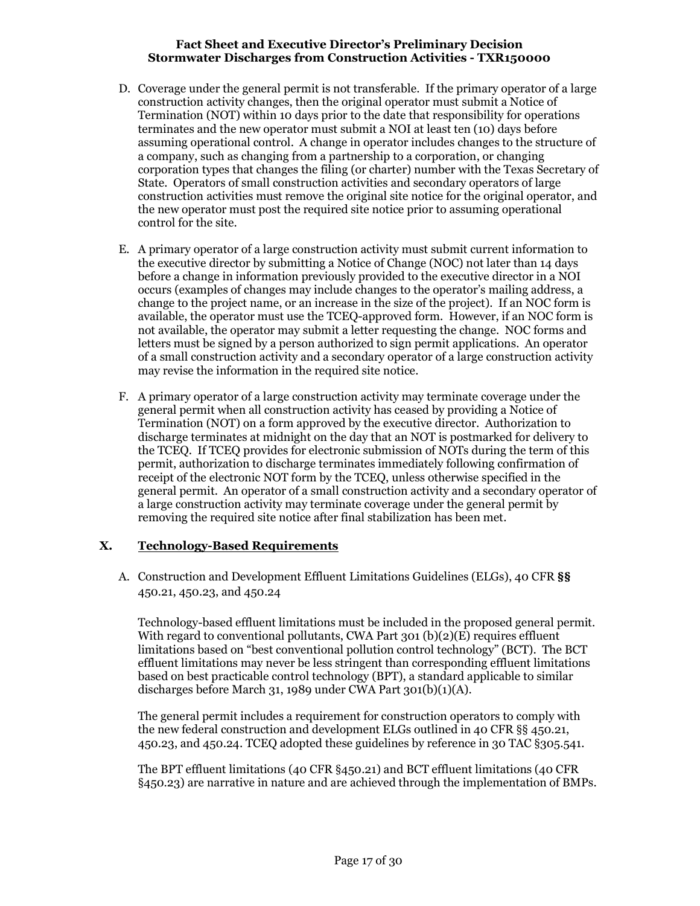D. Coverage under the general permit is not transferable. If the primary operator of a large construction activity changes, then the original operator must submit a Notice of Termination (NOT) within 10 days prior to the date that responsibility for operations terminates and the new operator must submit a NOI at least ten (10) days before assuming operational control. A change in operator includes changes to the structure of a company, such as changing from a partnership to a corporation, or changing corporation types that changes the filing (or charter) number with the Texas Secretary of State. Operators of small construction activities and secondary operators of large construction activities must remove the original site notice for the original operator, and the new operator must post the required site notice prior to assuming operational control for the site.

E. A primary operator of a large construction activity must submit current information to the executive director by submitting a Notice of Change (NOC) not later than 14 days before a change in information previously provided to the executive director in a NOI occurs (examples of changes may include changes to the operator's mailing address, a change to the project name, or an increase in the size of the project). If an NOC form is available, the operator must use the TCEQ-approved form. However, if an NOC form is not available, the operator may submit a letter requesting the change. NOC forms and letters must be signed by a person authorized to sign permit applications. An operator of a small construction activity and a secondary operator of a large construction activity may revise the information in the required site notice.

F. A primary operator of a large construction activity may terminate coverage under the general permit when all construction activity has ceased by providing a Notice of Termination (NOT) on a form approved by the executive director. Authorization to discharge terminates at midnight on the day that an NOT is postmarked for delivery to the TCEQ. If TCEQ provides for electronic submission of NOTs during the term of this permit, authorization to discharge terminates immediately following confirmation of receipt of the electronic NOT form by the TCEQ, unless otherwise specified in the general permit. An operator of a small construction activity and a secondary operator of a large construction activity may terminate coverage under the general permit by removing the required site notice after final stabilization has been met.

## X. Technology-Based Requirements

A. Construction and Development Effluent Limitations Guidelines (ELGs), 40 CFR §§ 450.21, 450.23, and 450.24

Technology-based effluent limitations must be included in the proposed general permit. With regard to conventional pollutants, CWA Part 301 (b)(2)(E) requires effluent limitations based on "best conventional pollution control technology" (BCT). The BCT effluent limitations may never be less stringent than corresponding effluent limitations based on best practicable control technology (BPT), a standard applicable to similar discharges before March 31, 1989 under CWA Part 301(b)(1)(A).

The general permit includes a requirement for construction operators to comply with the new federal construction and development ELGs outlined in 40 CFR §§ 450.21, 450.23, and 450.24. TCEQ adopted these guidelines by reference in 30 TAC §305.541.

The BPT effluent limitations (40 CFR §450.21) and BCT effluent limitations (40 CFR §450.23) are narrative in nature and are achieved through the implementation of BMPs.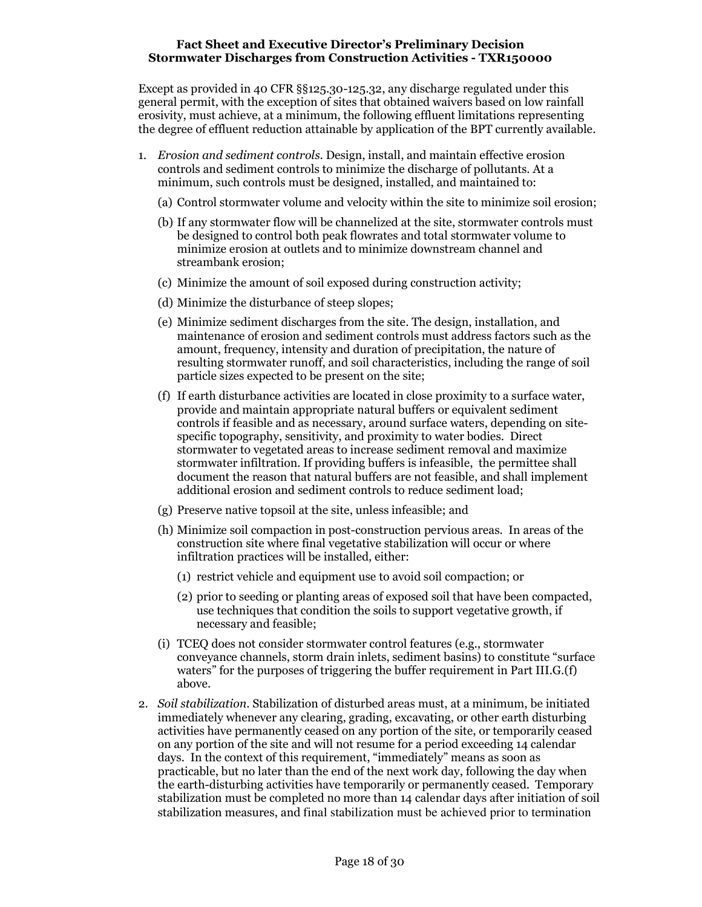Except as provided in 40 CFR §§125.30-125.32, any discharge regulated under this general permit, with the exception of sites that obtained waivers based on low rainfall erosivity, must achieve, at a minimum, the following effluent limitations representing the degree of effluent reduction attainable by application of the BPT currently available.

1. *Erosion and sediment controls.* Design, install, and maintain effective erosion controls and sediment controls to minimize the discharge of pollutants. At a minimum, such controls must be designed, installed, and maintained to:

   (a) Control stormwater volume and velocity within the site to minimize soil erosion;

   (b) If any stormwater flow will be channelized at the site, stormwater controls must be designed to control both peak flowrates and total stormwater volume to minimize erosion at outlets and to minimize downstream channel and streambank erosion;

   (c) Minimize the amount of soil exposed during construction activity;

   (d) Minimize the disturbance of steep slopes;

   (e) Minimize sediment discharges from the site. The design, installation, and maintenance of erosion and sediment controls must address factors such as the amount, frequency, intensity and duration of precipitation, the nature of resulting stormwater runoff, and soil characteristics, including the range of soil particle sizes expected to be present on the site;

   (f) If earth disturbance activities are located in close proximity to a surface water, provide and maintain appropriate natural buffers or equivalent sediment controls if feasible and as necessary, around surface waters, depending on site-specific topography, sensitivity, and proximity to water bodies. Direct stormwater to vegetated areas to increase sediment removal and maximize stormwater infiltration. If providing buffers is infeasible, the permittee shall document the reason that natural buffers are not feasible, and shall implement additional erosion and sediment controls to reduce sediment load;

   (g) Preserve native topsoil at the site, unless infeasible; and

   (h) Minimize soil compaction in post-construction pervious areas. In areas of the construction site where final vegetative stabilization will occur or where infiltration practices will be installed, either:

      (1) restrict vehicle and equipment use to avoid soil compaction; or

      (2) prior to seeding or planting areas of exposed soil that have been compacted, use techniques that condition the soils to support vegetative growth, if necessary and feasible;

   (i) TCEQ does not consider stormwater control features (e.g., stormwater conveyance channels, storm drain inlets, sediment basins) to constitute "surface waters" for the purposes of triggering the buffer requirement in Part III.G.(f) above.

2. *Soil stabilization.* Stabilization of disturbed areas must, at a minimum, be initiated immediately whenever any clearing, grading, excavating, or other earth disturbing activities have permanently ceased on any portion of the site, or temporarily ceased on any portion of the site and will not resume for a period exceeding 14 calendar days. In the context of this requirement, "immediately" means as soon as practicable, but no later than the end of the next work day, following the day when the earth-disturbing activities have temporarily or permanently ceased. Temporary stabilization must be completed no more than 14 calendar days after initiation of soil stabilization measures, and final stabilization must be achieved prior to termination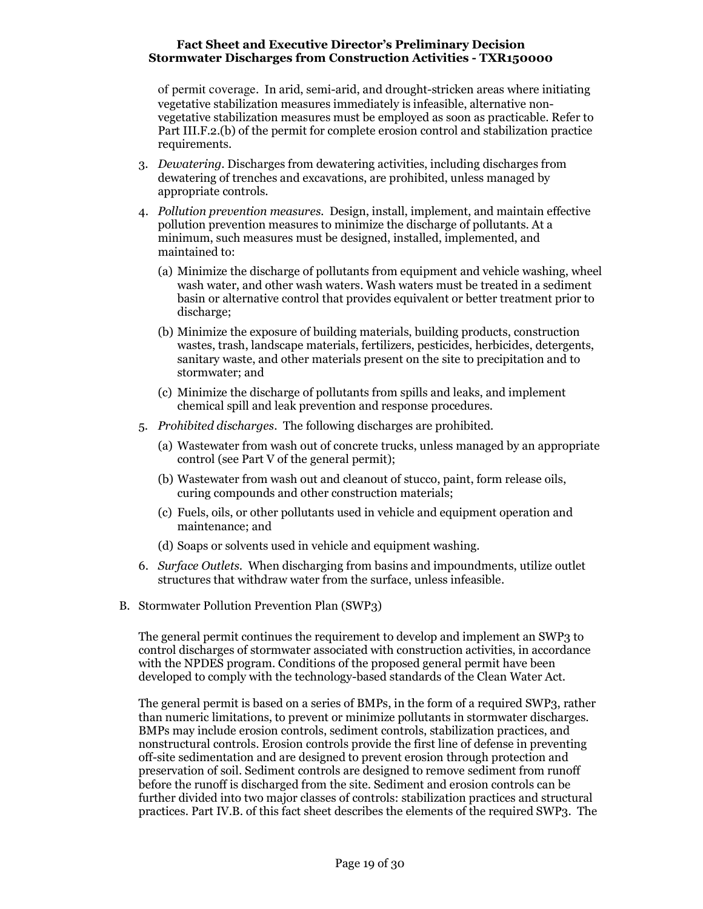of permit coverage. In arid, semi-arid, and drought-stricken areas where initiating vegetative stabilization measures immediately is infeasible, alternative non-vegetative stabilization measures must be employed as soon as practicable. Refer to Part III.F.2.(b) of the permit for complete erosion control and stabilization practice requirements.

3. *Dewatering*. Discharges from dewatering activities, including discharges from dewatering of trenches and excavations, are prohibited, unless managed by appropriate controls.

4. *Pollution prevention measures.* Design, install, implement, and maintain effective pollution prevention measures to minimize the discharge of pollutants. At a minimum, such measures must be designed, installed, implemented, and maintained to:

   (a) Minimize the discharge of pollutants from equipment and vehicle washing, wheel wash water, and other wash waters. Wash waters must be treated in a sediment basin or alternative control that provides equivalent or better treatment prior to discharge;

   (b) Minimize the exposure of building materials, building products, construction wastes, trash, landscape materials, fertilizers, pesticides, herbicides, detergents, sanitary waste, and other materials present on the site to precipitation and to stormwater; and

   (c) Minimize the discharge of pollutants from spills and leaks, and implement chemical spill and leak prevention and response procedures.

5. *Prohibited discharges*. The following discharges are prohibited.

   (a) Wastewater from wash out of concrete trucks, unless managed by an appropriate control (see Part V of the general permit);

   (b) Wastewater from wash out and cleanout of stucco, paint, form release oils, curing compounds and other construction materials;

   (c) Fuels, oils, or other pollutants used in vehicle and equipment operation and maintenance; and

   (d) Soaps or solvents used in vehicle and equipment washing.

6. *Surface Outlets.* When discharging from basins and impoundments, utilize outlet structures that withdraw water from the surface, unless infeasible.

B. Stormwater Pollution Prevention Plan (SWP3)

The general permit continues the requirement to develop and implement an SWP3 to control discharges of stormwater associated with construction activities, in accordance with the NPDES program. Conditions of the proposed general permit have been developed to comply with the technology-based standards of the Clean Water Act.

The general permit is based on a series of BMPs, in the form of a required SWP3, rather than numeric limitations, to prevent or minimize pollutants in stormwater discharges. BMPs may include erosion controls, sediment controls, stabilization practices, and nonstructural controls. Erosion controls provide the first line of defense in preventing off-site sedimentation and are designed to prevent erosion through protection and preservation of soil. Sediment controls are designed to remove sediment from runoff before the runoff is discharged from the site. Sediment and erosion controls can be further divided into two major classes of controls: stabilization practices and structural practices. Part IV.B. of this fact sheet describes the elements of the required SWP3. The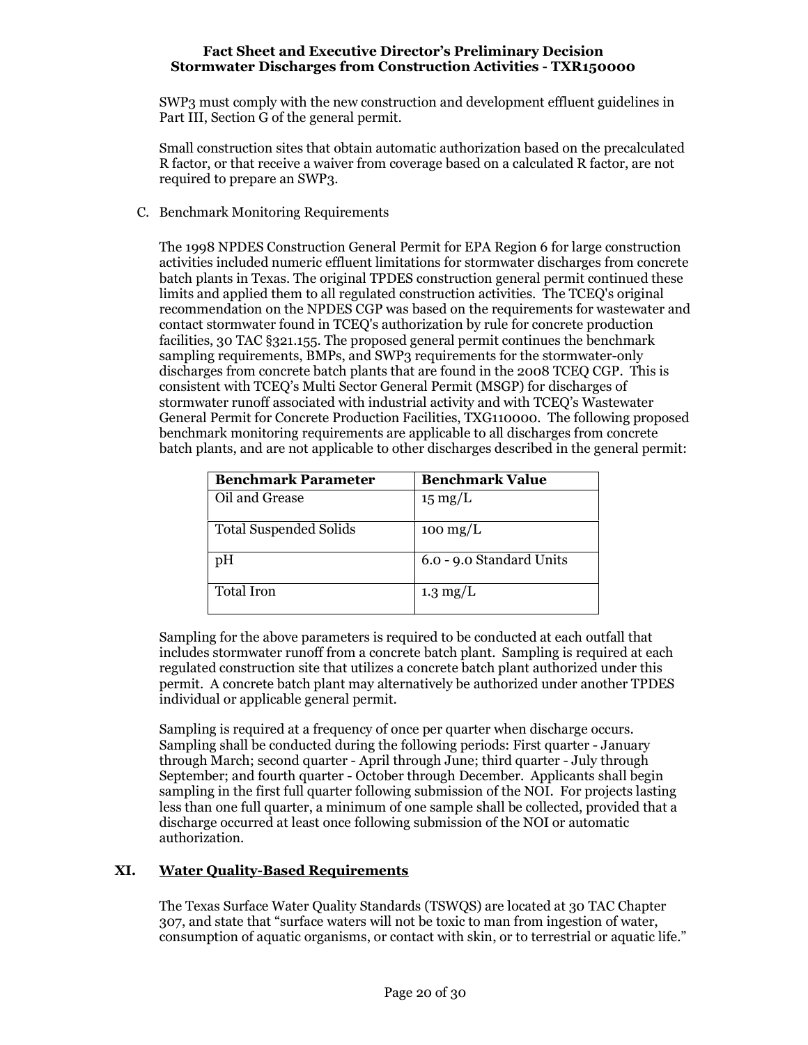SWP3 must comply with the new construction and development effluent guidelines in Part III, Section G of the general permit.

Small construction sites that obtain automatic authorization based on the precalculated R factor, or that receive a waiver from coverage based on a calculated R factor, are not required to prepare an SWP3.

C. Benchmark Monitoring Requirements

The 1998 NPDES Construction General Permit for EPA Region 6 for large construction activities included numeric effluent limitations for stormwater discharges from concrete batch plants in Texas. The original TPDES construction general permit continued these limits and applied them to all regulated construction activities. The TCEQ's original recommendation on the NPDES CGP was based on the requirements for wastewater and contact stormwater found in TCEQ's authorization by rule for concrete production facilities, 30 TAC §321.155. The proposed general permit continues the benchmark sampling requirements, BMPs, and SWP3 requirements for the stormwater-only discharges from concrete batch plants that are found in the 2008 TCEQ CGP. This is consistent with TCEQ's Multi Sector General Permit (MSGP) for discharges of stormwater runoff associated with industrial activity and with TCEQ's Wastewater General Permit for Concrete Production Facilities, TXG110000. The following proposed benchmark monitoring requirements are applicable to all discharges from concrete batch plants, and are not applicable to other discharges described in the general permit:

| Benchmark Parameter | Benchmark Value |
|---|---|
| Oil and Grease | 15 mg/L |
| Total Suspended Solids | 100 mg/L |
| pH | 6.0 - 9.0 Standard Units |
| Total Iron | 1.3 mg/L |

Sampling for the above parameters is required to be conducted at each outfall that includes stormwater runoff from a concrete batch plant. Sampling is required at each regulated construction site that utilizes a concrete batch plant authorized under this permit. A concrete batch plant may alternatively be authorized under another TPDES individual or applicable general permit.

Sampling is required at a frequency of once per quarter when discharge occurs. Sampling shall be conducted during the following periods: First quarter - January through March; second quarter - April through June; third quarter - July through September; and fourth quarter - October through December. Applicants shall begin sampling in the first full quarter following submission of the NOI. For projects lasting less than one full quarter, a minimum of one sample shall be collected, provided that a discharge occurred at least once following submission of the NOI or automatic authorization.

## XI. Water Quality-Based Requirements

The Texas Surface Water Quality Standards (TSWQS) are located at 30 TAC Chapter 307, and state that "surface waters will not be toxic to man from ingestion of water, consumption of aquatic organisms, or contact with skin, or to terrestrial or aquatic life."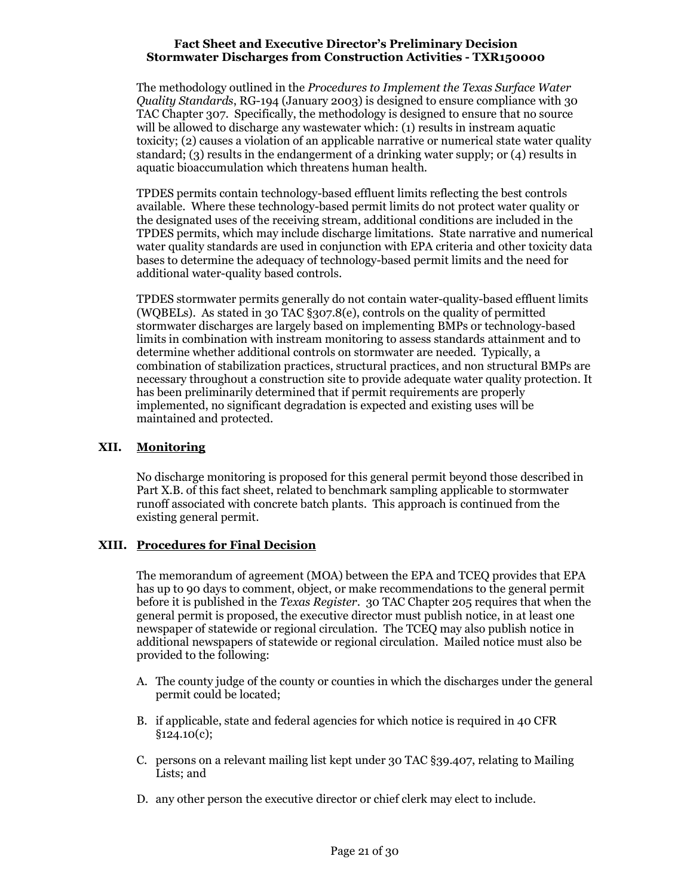The methodology outlined in the *Procedures to Implement the Texas Surface Water Quality Standards*, RG-194 (January 2003) is designed to ensure compliance with 30 TAC Chapter 307. Specifically, the methodology is designed to ensure that no source will be allowed to discharge any wastewater which: (1) results in instream aquatic toxicity; (2) causes a violation of an applicable narrative or numerical state water quality standard; (3) results in the endangerment of a drinking water supply; or (4) results in aquatic bioaccumulation which threatens human health.

TPDES permits contain technology-based effluent limits reflecting the best controls available. Where these technology-based permit limits do not protect water quality or the designated uses of the receiving stream, additional conditions are included in the TPDES permits, which may include discharge limitations. State narrative and numerical water quality standards are used in conjunction with EPA criteria and other toxicity data bases to determine the adequacy of technology-based permit limits and the need for additional water-quality based controls.

TPDES stormwater permits generally do not contain water-quality-based effluent limits (WQBELs). As stated in 30 TAC §307.8(e), controls on the quality of permitted stormwater discharges are largely based on implementing BMPs or technology-based limits in combination with instream monitoring to assess standards attainment and to determine whether additional controls on stormwater are needed. Typically, a combination of stabilization practices, structural practices, and non structural BMPs are necessary throughout a construction site to provide adequate water quality protection. It has been preliminarily determined that if permit requirements are properly implemented, no significant degradation is expected and existing uses will be maintained and protected.

## XII. Monitoring

No discharge monitoring is proposed for this general permit beyond those described in Part X.B. of this fact sheet, related to benchmark sampling applicable to stormwater runoff associated with concrete batch plants. This approach is continued from the existing general permit.

## XIII. Procedures for Final Decision

The memorandum of agreement (MOA) between the EPA and TCEQ provides that EPA has up to 90 days to comment, object, or make recommendations to the general permit before it is published in the *Texas Register*. 30 TAC Chapter 205 requires that when the general permit is proposed, the executive director must publish notice, in at least one newspaper of statewide or regional circulation. The TCEQ may also publish notice in additional newspapers of statewide or regional circulation. Mailed notice must also be provided to the following:

A. The county judge of the county or counties in which the discharges under the general permit could be located;

B. if applicable, state and federal agencies for which notice is required in 40 CFR §124.10(c);

C. persons on a relevant mailing list kept under 30 TAC §39.407, relating to Mailing Lists; and

D. any other person the executive director or chief clerk may elect to include.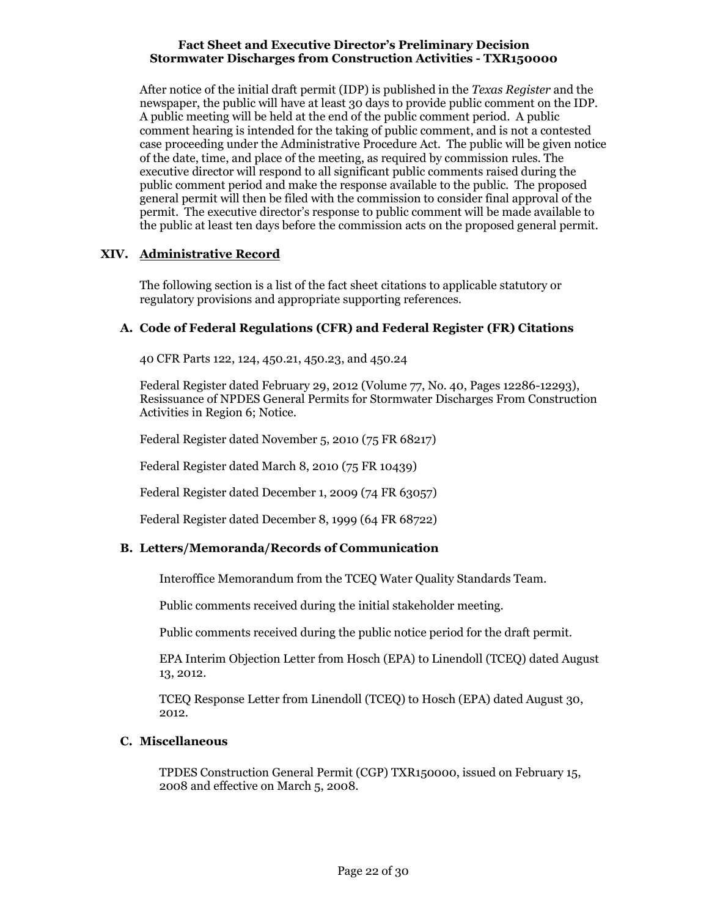After notice of the initial draft permit (IDP) is published in the *Texas Register* and the newspaper, the public will have at least 30 days to provide public comment on the IDP. A public meeting will be held at the end of the public comment period. A public comment hearing is intended for the taking of public comment, and is not a contested case proceeding under the Administrative Procedure Act. The public will be given notice of the date, time, and place of the meeting, as required by commission rules. The executive director will respond to all significant public comments raised during the public comment period and make the response available to the public. The proposed general permit will then be filed with the commission to consider final approval of the permit. The executive director's response to public comment will be made available to the public at least ten days before the commission acts on the proposed general permit.

## XIV. Administrative Record

The following section is a list of the fact sheet citations to applicable statutory or regulatory provisions and appropriate supporting references.

### A. Code of Federal Regulations (CFR) and Federal Register (FR) Citations

40 CFR Parts 122, 124, 450.21, 450.23, and 450.24

Federal Register dated February 29, 2012 (Volume 77, No. 40, Pages 12286-12293), Resissuance of NPDES General Permits for Stormwater Discharges From Construction Activities in Region 6; Notice.

Federal Register dated November 5, 2010 (75 FR 68217)

Federal Register dated March 8, 2010 (75 FR 10439)

Federal Register dated December 1, 2009 (74 FR 63057)

Federal Register dated December 8, 1999 (64 FR 68722)

### B. Letters/Memoranda/Records of Communication

Interoffice Memorandum from the TCEQ Water Quality Standards Team.

Public comments received during the initial stakeholder meeting.

Public comments received during the public notice period for the draft permit.

EPA Interim Objection Letter from Hosch (EPA) to Linendoll (TCEQ) dated August 13, 2012.

TCEQ Response Letter from Linendoll (TCEQ) to Hosch (EPA) dated August 30, 2012.

### C. Miscellaneous

TPDES Construction General Permit (CGP) TXR150000, issued on February 15, 2008 and effective on March 5, 2008.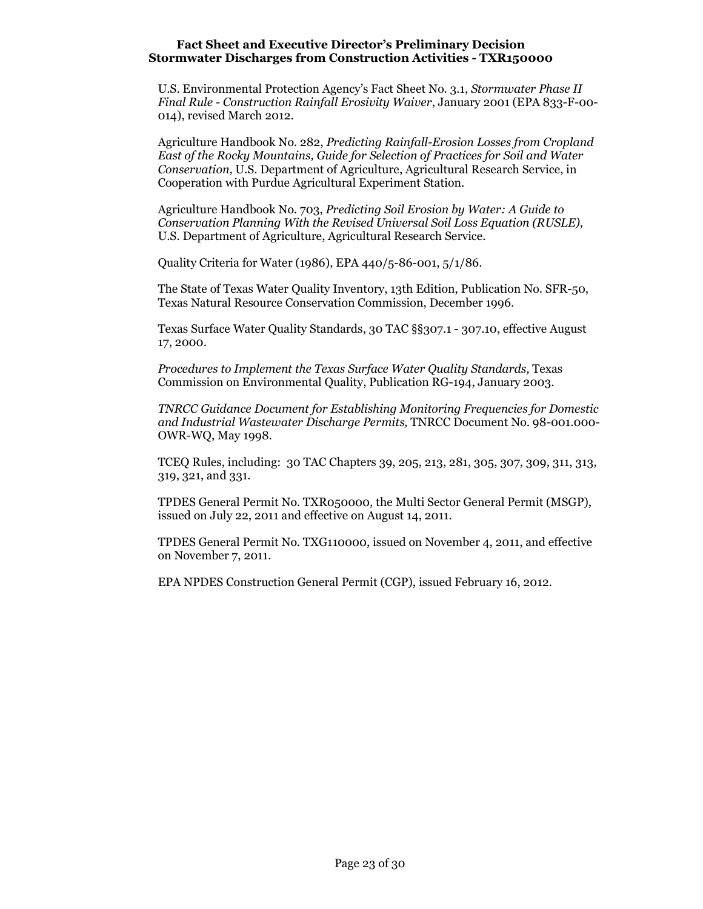U.S. Environmental Protection Agency's Fact Sheet No. 3.1, *Stormwater Phase II Final Rule - Construction Rainfall Erosivity Waiver*, January 2001 (EPA 833-F-00-014), revised March 2012.

Agriculture Handbook No. 282, *Predicting Rainfall-Erosion Losses from Cropland East of the Rocky Mountains, Guide for Selection of Practices for Soil and Water Conservation,* U.S. Department of Agriculture, Agricultural Research Service, in Cooperation with Purdue Agricultural Experiment Station.

Agriculture Handbook No. 703, *Predicting Soil Erosion by Water: A Guide to Conservation Planning With the Revised Universal Soil Loss Equation (RUSLE),* U.S. Department of Agriculture, Agricultural Research Service.

Quality Criteria for Water (1986), EPA 440/5-86-001, 5/1/86.

The State of Texas Water Quality Inventory, 13th Edition, Publication No. SFR-50, Texas Natural Resource Conservation Commission, December 1996.

Texas Surface Water Quality Standards, 30 TAC §§307.1 - 307.10, effective August 17, 2000.

*Procedures to Implement the Texas Surface Water Quality Standards,* Texas Commission on Environmental Quality, Publication RG-194, January 2003.

*TNRCC Guidance Document for Establishing Monitoring Frequencies for Domestic and Industrial Wastewater Discharge Permits,* TNRCC Document No. 98-001.000-OWR-WQ, May 1998.

TCEQ Rules, including: 30 TAC Chapters 39, 205, 213, 281, 305, 307, 309, 311, 313, 319, 321, and 331.

TPDES General Permit No. TXR050000, the Multi Sector General Permit (MSGP), issued on July 22, 2011 and effective on August 14, 2011.

TPDES General Permit No. TXG110000, issued on November 4, 2011, and effective on November 7, 2011.

EPA NPDES Construction General Permit (CGP), issued February 16, 2012.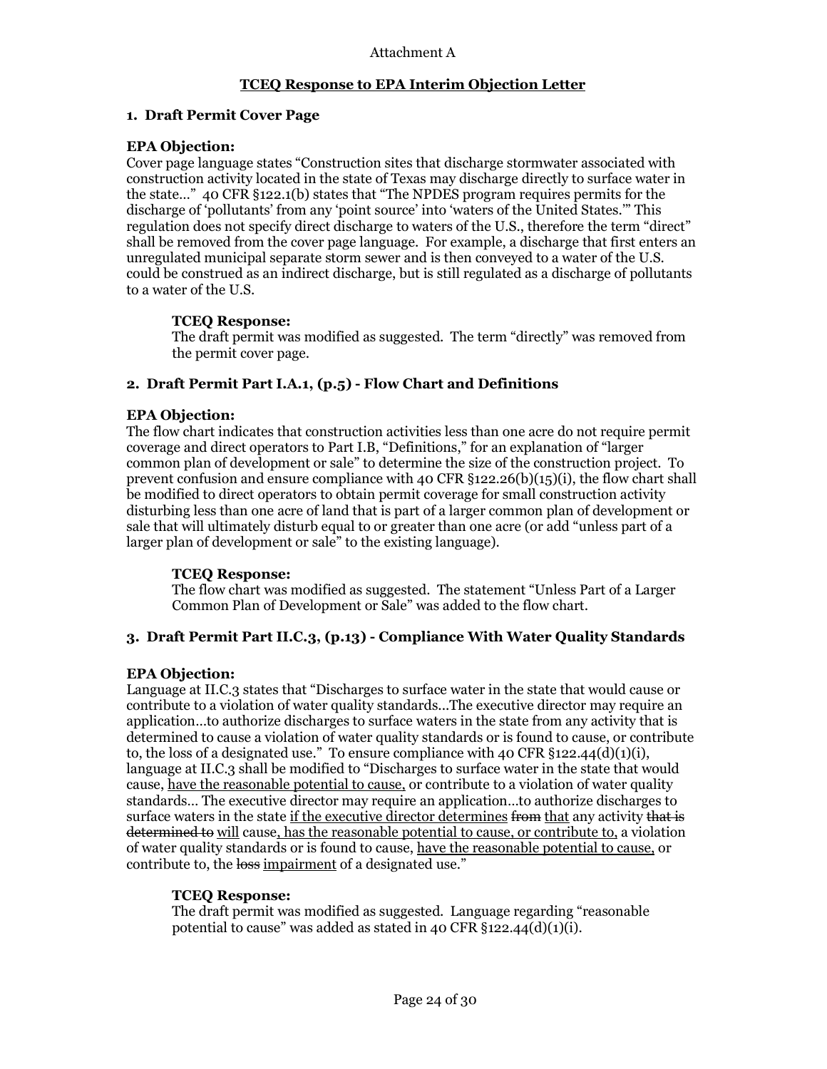Attachment A

## TCEQ Response to EPA Interim Objection Letter

### 1. Draft Permit Cover Page

**EPA Objection:**

Cover page language states "Construction sites that discharge stormwater associated with construction activity located in the state of Texas may discharge directly to surface water in the state…" 40 CFR §122.1(b) states that "The NPDES program requires permits for the discharge of 'pollutants' from any 'point source' into 'waters of the United States.'" This regulation does not specify direct discharge to waters of the U.S., therefore the term "direct" shall be removed from the cover page language. For example, a discharge that first enters an unregulated municipal separate storm sewer and is then conveyed to a water of the U.S. could be construed as an indirect discharge, but is still regulated as a discharge of pollutants to a water of the U.S.

> **TCEQ Response:**
> The draft permit was modified as suggested. The term "directly" was removed from the permit cover page.

### 2. Draft Permit Part I.A.1, (p.5) - Flow Chart and Definitions

**EPA Objection:**

The flow chart indicates that construction activities less than one acre do not require permit coverage and direct operators to Part I.B, "Definitions," for an explanation of "larger common plan of development or sale" to determine the size of the construction project. To prevent confusion and ensure compliance with 40 CFR §122.26(b)(15)(i), the flow chart shall be modified to direct operators to obtain permit coverage for small construction activity disturbing less than one acre of land that is part of a larger common plan of development or sale that will ultimately disturb equal to or greater than one acre (or add "unless part of a larger plan of development or sale" to the existing language).

> **TCEQ Response:**
> The flow chart was modified as suggested. The statement "Unless Part of a Larger Common Plan of Development or Sale" was added to the flow chart.

### 3. Draft Permit Part II.C.3, (p.13) - Compliance With Water Quality Standards

**EPA Objection:**

Language at II.C.3 states that "Discharges to surface water in the state that would cause or contribute to a violation of water quality standards…The executive director may require an application…to authorize discharges to surface waters in the state from any activity that is determined to cause a violation of water quality standards or is found to cause, or contribute to, the loss of a designated use." To ensure compliance with 40 CFR §122.44(d)(1)(i), language at II.C.3 shall be modified to "Discharges to surface water in the state that would cause, <u>have the reasonable potential to cause,</u> or contribute to a violation of water quality standards… The executive director may require an application…to authorize discharges to surface waters in the state <u>if the executive director determines</u> ~~from~~ <u>that</u> any activity ~~that is determined to~~ <u>will</u> cause<u>, has the reasonable potential to cause, or contribute to,</u> a violation of water quality standards or is found to cause, <u>have the reasonable potential to cause,</u> or contribute to, the ~~loss~~ <u>impairment</u> of a designated use."

> **TCEQ Response:**
> The draft permit was modified as suggested. Language regarding "reasonable potential to cause" was added as stated in 40 CFR §122.44(d)(1)(i).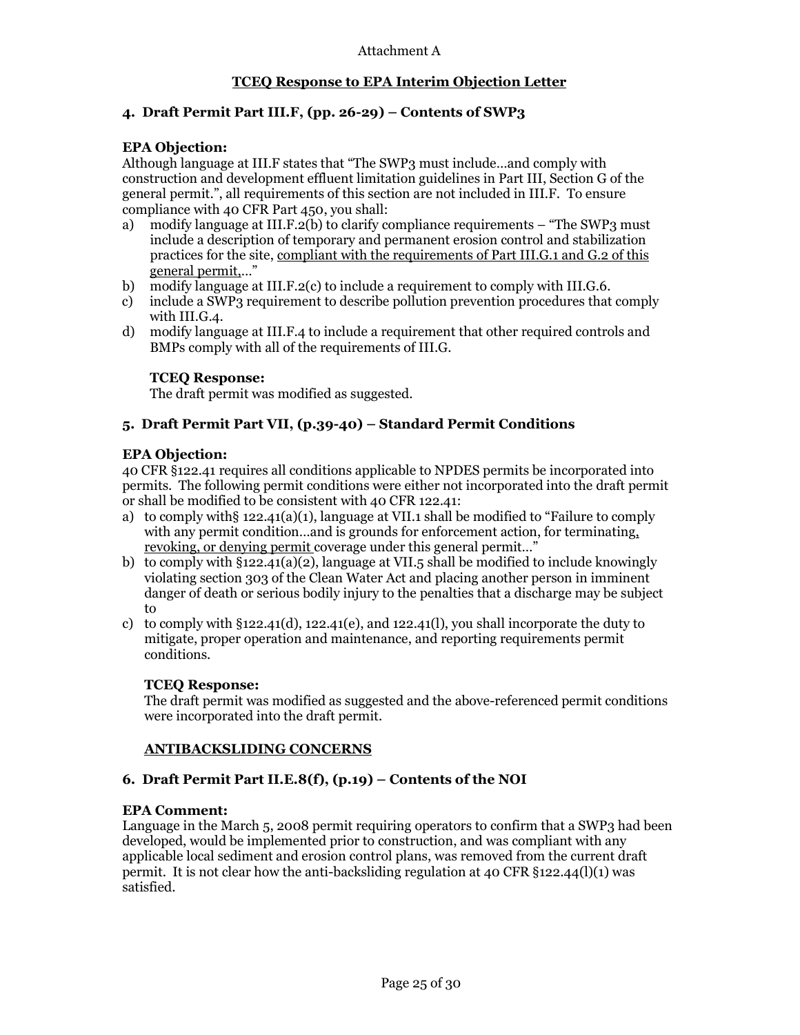Attachment A

**TCEQ Response to EPA Interim Objection Letter**

### 4. Draft Permit Part III.F, (pp. 26-29) – Contents of SWP3

**EPA Objection:**
Although language at III.F states that "The SWP3 must include…and comply with construction and development effluent limitation guidelines in Part III, Section G of the general permit.", all requirements of this section are not included in III.F. To ensure compliance with 40 CFR Part 450, you shall:

a) modify language at III.F.2(b) to clarify compliance requirements – "The SWP3 must include a description of temporary and permanent erosion control and stabilization practices for the site, <u>compliant with the requirements of Part III.G.1 and G.2 of this general permit</u>,…"
b) modify language at III.F.2(c) to include a requirement to comply with III.G.6.
c) include a SWP3 requirement to describe pollution prevention procedures that comply with III.G.4.
d) modify language at III.F.4 to include a requirement that other required controls and BMPs comply with all of the requirements of III.G.

**TCEQ Response:**
The draft permit was modified as suggested.

### 5. Draft Permit Part VII, (p.39-40) – Standard Permit Conditions

**EPA Objection:**
40 CFR §122.41 requires all conditions applicable to NPDES permits be incorporated into permits. The following permit conditions were either not incorporated into the draft permit or shall be modified to be consistent with 40 CFR 122.41:

a) to comply with§ 122.41(a)(1), language at VII.1 shall be modified to "Failure to comply with any permit condition…and is grounds for enforcement action, for terminating<u>, revoking, or denying permit</u> coverage under this general permit…"
b) to comply with §122.41(a)(2), language at VII.5 shall be modified to include knowingly violating section 303 of the Clean Water Act and placing another person in imminent danger of death or serious bodily injury to the penalties that a discharge may be subject to
c) to comply with §122.41(d), 122.41(e), and 122.41(l), you shall incorporate the duty to mitigate, proper operation and maintenance, and reporting requirements permit conditions.

**TCEQ Response:**
The draft permit was modified as suggested and the above-referenced permit conditions were incorporated into the draft permit.

**<u>ANTIBACKSLIDING CONCERNS</u>**

### 6. Draft Permit Part II.E.8(f), (p.19) – Contents of the NOI

**EPA Comment:**
Language in the March 5, 2008 permit requiring operators to confirm that a SWP3 had been developed, would be implemented prior to construction, and was compliant with any applicable local sediment and erosion control plans, was removed from the current draft permit. It is not clear how the anti-backsliding regulation at 40 CFR §122.44(l)(1) was satisfied.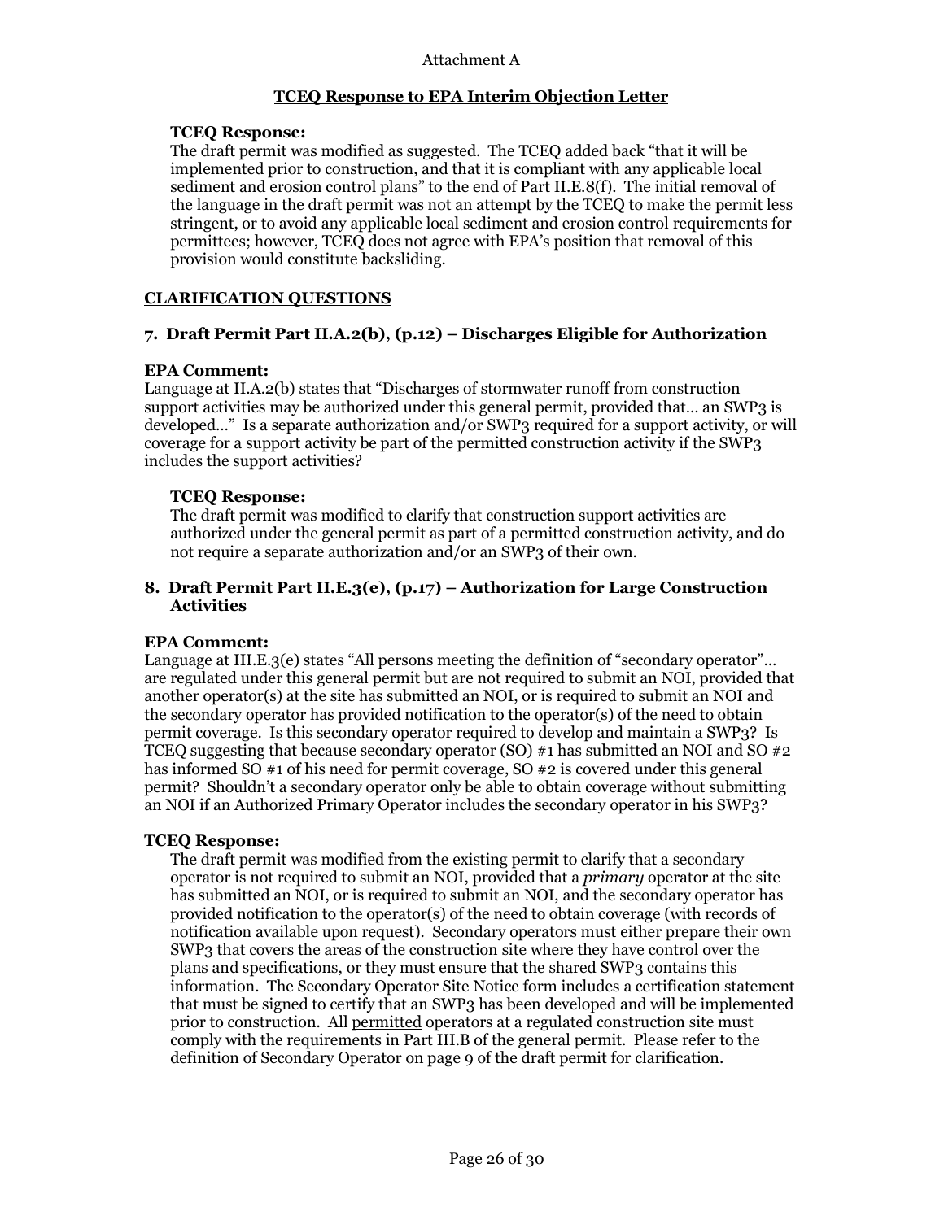Attachment A

**TCEQ Response to EPA Interim Objection Letter**

**TCEQ Response:**
The draft permit was modified as suggested. The TCEQ added back "that it will be implemented prior to construction, and that it is compliant with any applicable local sediment and erosion control plans" to the end of Part II.E.8(f). The initial removal of the language in the draft permit was not an attempt by the TCEQ to make the permit less stringent, or to avoid any applicable local sediment and erosion control requirements for permittees; however, TCEQ does not agree with EPA's position that removal of this provision would constitute backsliding.

## CLARIFICATION QUESTIONS

### 7. Draft Permit Part II.A.2(b), (p.12) – Discharges Eligible for Authorization

**EPA Comment:**
Language at II.A.2(b) states that "Discharges of stormwater runoff from construction support activities may be authorized under this general permit, provided that… an SWP3 is developed…" Is a separate authorization and/or SWP3 required for a support activity, or will coverage for a support activity be part of the permitted construction activity if the SWP3 includes the support activities?

**TCEQ Response:**
The draft permit was modified to clarify that construction support activities are authorized under the general permit as part of a permitted construction activity, and do not require a separate authorization and/or an SWP3 of their own.

### 8. Draft Permit Part II.E.3(e), (p.17) – Authorization for Large Construction Activities

**EPA Comment:**
Language at III.E.3(e) states "All persons meeting the definition of "secondary operator"… are regulated under this general permit but are not required to submit an NOI, provided that another operator(s) at the site has submitted an NOI, or is required to submit an NOI and the secondary operator has provided notification to the operator(s) of the need to obtain permit coverage. Is this secondary operator required to develop and maintain a SWP3? Is TCEQ suggesting that because secondary operator (SO) #1 has submitted an NOI and SO #2 has informed SO #1 of his need for permit coverage, SO #2 is covered under this general permit? Shouldn't a secondary operator only be able to obtain coverage without submitting an NOI if an Authorized Primary Operator includes the secondary operator in his SWP3?

**TCEQ Response:**
The draft permit was modified from the existing permit to clarify that a secondary operator is not required to submit an NOI, provided that a *primary* operator at the site has submitted an NOI, or is required to submit an NOI, and the secondary operator has provided notification to the operator(s) of the need to obtain coverage (with records of notification available upon request). Secondary operators must either prepare their own SWP3 that covers the areas of the construction site where they have control over the plans and specifications, or they must ensure that the shared SWP3 contains this information. The Secondary Operator Site Notice form includes a certification statement that must be signed to certify that an SWP3 has been developed and will be implemented prior to construction. All <u>permitted</u> operators at a regulated construction site must comply with the requirements in Part III.B of the general permit. Please refer to the definition of Secondary Operator on page 9 of the draft permit for clarification.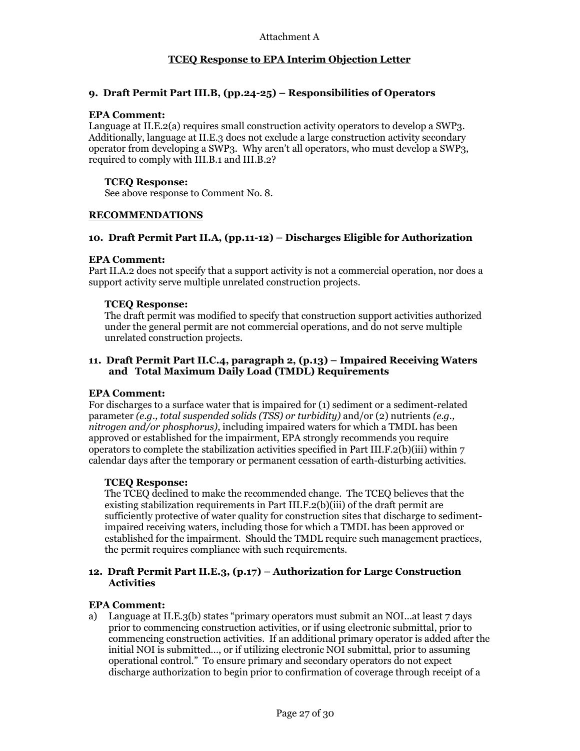Attachment A

## TCEQ Response to EPA Interim Objection Letter

### 9. Draft Permit Part III.B, (pp.24-25) – Responsibilities of Operators

**EPA Comment:**
Language at II.E.2(a) requires small construction activity operators to develop a SWP3. Additionally, language at II.E.3 does not exclude a large construction activity secondary operator from developing a SWP3. Why aren't all operators, who must develop a SWP3, required to comply with III.B.1 and III.B.2?

**TCEQ Response:**
See above response to Comment No. 8.

## RECOMMENDATIONS

### 10. Draft Permit Part II.A, (pp.11-12) – Discharges Eligible for Authorization

**EPA Comment:**
Part II.A.2 does not specify that a support activity is not a commercial operation, nor does a support activity serve multiple unrelated construction projects.

**TCEQ Response:**
The draft permit was modified to specify that construction support activities authorized under the general permit are not commercial operations, and do not serve multiple unrelated construction projects.

### 11. Draft Permit Part II.C.4, paragraph 2, (p.13) – Impaired Receiving Waters and Total Maximum Daily Load (TMDL) Requirements

**EPA Comment:**
For discharges to a surface water that is impaired for (1) sediment or a sediment-related parameter *(e.g., total suspended solids (TSS) or turbidity)* and/or (2) nutrients *(e.g., nitrogen and/or phosphorus)*, including impaired waters for which a TMDL has been approved or established for the impairment, EPA strongly recommends you require operators to complete the stabilization activities specified in Part III.F.2(b)(iii) within 7 calendar days after the temporary or permanent cessation of earth-disturbing activities.

**TCEQ Response:**
The TCEQ declined to make the recommended change. The TCEQ believes that the existing stabilization requirements in Part III.F.2(b)(iii) of the draft permit are sufficiently protective of water quality for construction sites that discharge to sediment-impaired receiving waters, including those for which a TMDL has been approved or established for the impairment. Should the TMDL require such management practices, the permit requires compliance with such requirements.

### 12. Draft Permit Part II.E.3, (p.17) – Authorization for Large Construction Activities

**EPA Comment:**

a) Language at II.E.3(b) states "primary operators must submit an NOI…at least 7 days prior to commencing construction activities, or if using electronic submittal, prior to commencing construction activities. If an additional primary operator is added after the initial NOI is submitted…, or if utilizing electronic NOI submittal, prior to assuming operational control." To ensure primary and secondary operators do not expect discharge authorization to begin prior to confirmation of coverage through receipt of a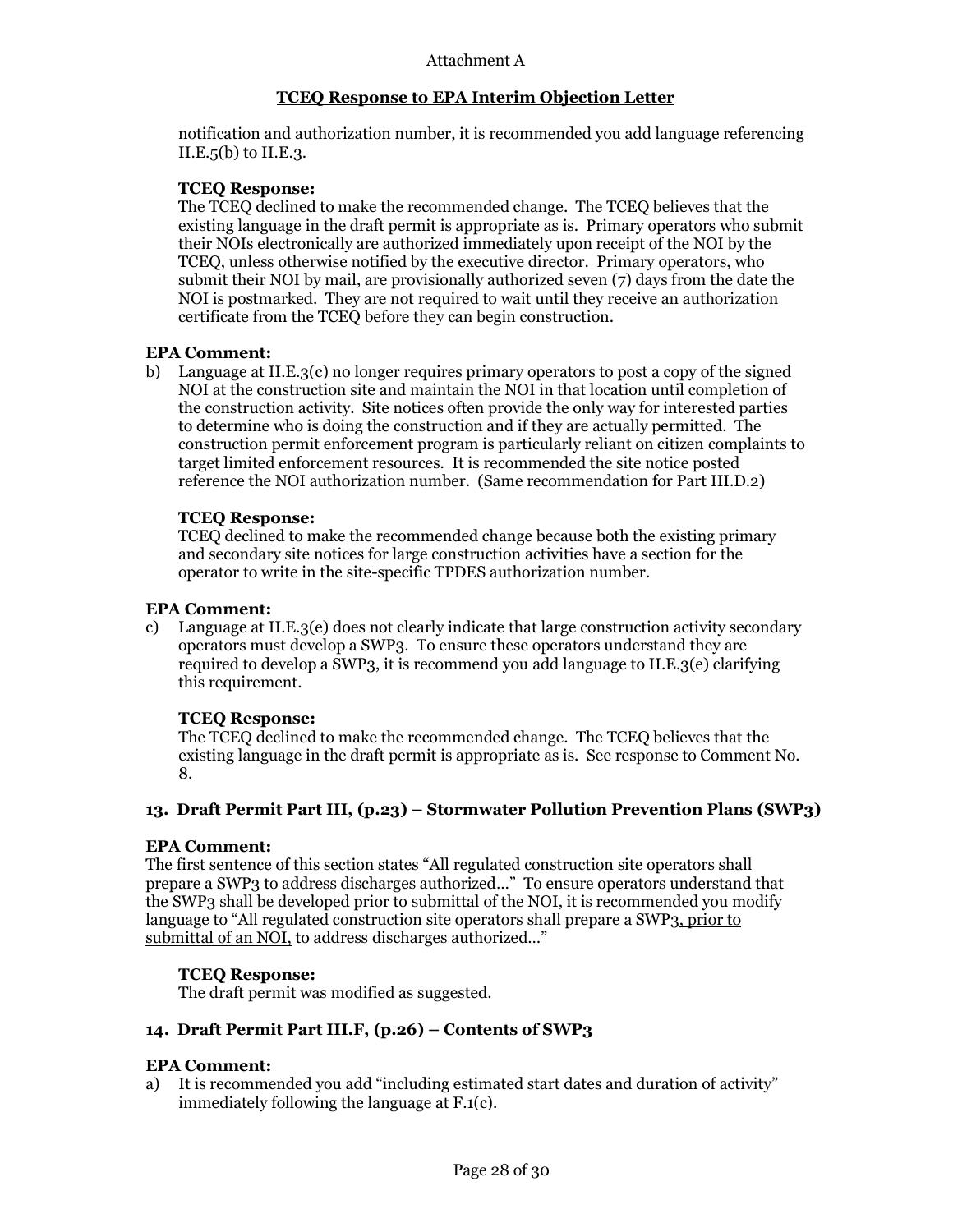Attachment A

**TCEQ Response to EPA Interim Objection Letter**

notification and authorization number, it is recommended you add language referencing II.E.5(b) to II.E.3.

**TCEQ Response:**
The TCEQ declined to make the recommended change. The TCEQ believes that the existing language in the draft permit is appropriate as is. Primary operators who submit their NOIs electronically are authorized immediately upon receipt of the NOI by the TCEQ, unless otherwise notified by the executive director. Primary operators, who submit their NOI by mail, are provisionally authorized seven (7) days from the date the NOI is postmarked. They are not required to wait until they receive an authorization certificate from the TCEQ before they can begin construction.

**EPA Comment:**

b) Language at II.E.3(c) no longer requires primary operators to post a copy of the signed NOI at the construction site and maintain the NOI in that location until completion of the construction activity. Site notices often provide the only way for interested parties to determine who is doing the construction and if they are actually permitted. The construction permit enforcement program is particularly reliant on citizen complaints to target limited enforcement resources. It is recommended the site notice posted reference the NOI authorization number. (Same recommendation for Part III.D.2)

**TCEQ Response:**
TCEQ declined to make the recommended change because both the existing primary and secondary site notices for large construction activities have a section for the operator to write in the site-specific TPDES authorization number.

**EPA Comment:**

c) Language at II.E.3(e) does not clearly indicate that large construction activity secondary operators must develop a SWP3. To ensure these operators understand they are required to develop a SWP3, it is recommend you add language to II.E.3(e) clarifying this requirement.

**TCEQ Response:**
The TCEQ declined to make the recommended change. The TCEQ believes that the existing language in the draft permit is appropriate as is. See response to Comment No. 8.

### 13. Draft Permit Part III, (p.23) – Stormwater Pollution Prevention Plans (SWP3)

**EPA Comment:**
The first sentence of this section states "All regulated construction site operators shall prepare a SWP3 to address discharges authorized…" To ensure operators understand that the SWP3 shall be developed prior to submittal of the NOI, it is recommended you modify language to "All regulated construction site operators shall prepare a SWP3<u>, prior to submittal of an NOI,</u> to address discharges authorized…"

**TCEQ Response:**
The draft permit was modified as suggested.

### 14. Draft Permit Part III.F, (p.26) – Contents of SWP3

**EPA Comment:**

a) It is recommended you add "including estimated start dates and duration of activity" immediately following the language at F.1(c).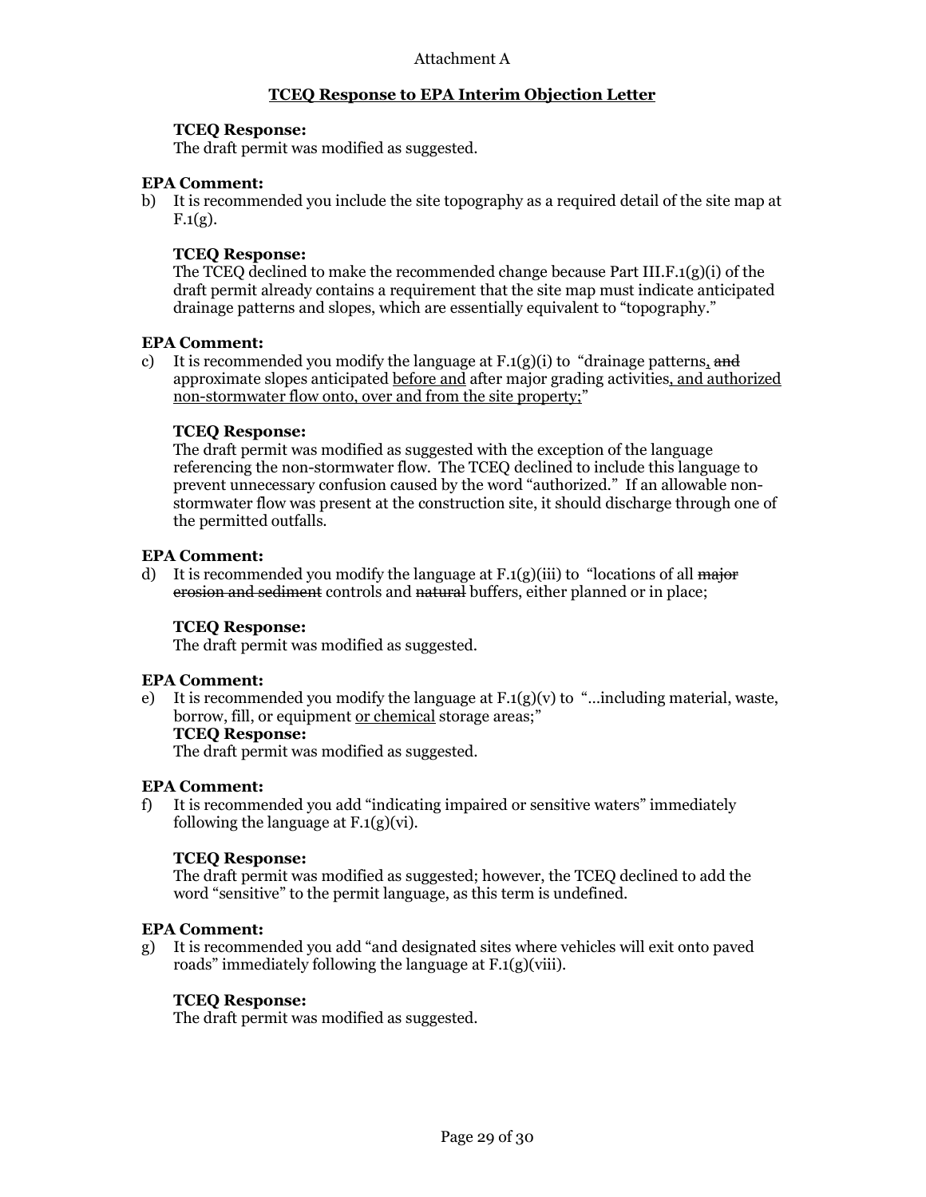Attachment A

**TCEQ Response to EPA Interim Objection Letter**

**TCEQ Response:**
The draft permit was modified as suggested.

**EPA Comment:**

b) It is recommended you include the site topography as a required detail of the site map at F.1(g).

**TCEQ Response:**
The TCEQ declined to make the recommended change because Part III.F.1(g)(i) of the draft permit already contains a requirement that the site map must indicate anticipated drainage patterns and slopes, which are essentially equivalent to "topography."

**EPA Comment:**

c) It is recommended you modify the language at F.1(g)(i) to "drainage patterns, ~~and~~ approximate slopes anticipated <u>before and</u> after major grading activities<u>, and authorized non-stormwater flow onto, over and from the site property;</u>"

**TCEQ Response:**
The draft permit was modified as suggested with the exception of the language referencing the non-stormwater flow. The TCEQ declined to include this language to prevent unnecessary confusion caused by the word "authorized." If an allowable non-stormwater flow was present at the construction site, it should discharge through one of the permitted outfalls.

**EPA Comment:**

d) It is recommended you modify the language at F.1(g)(iii) to "locations of all ~~major erosion and sediment~~ controls and ~~natural~~ buffers, either planned or in place;

**TCEQ Response:**
The draft permit was modified as suggested.

**EPA Comment:**

e) It is recommended you modify the language at F.1(g)(v) to "...including material, waste, borrow, fill, or equipment <u>or chemical</u> storage areas;"

**TCEQ Response:**
The draft permit was modified as suggested.

**EPA Comment:**

f) It is recommended you add "indicating impaired or sensitive waters" immediately following the language at F.1(g)(vi).

**TCEQ Response:**
The draft permit was modified as suggested; however, the TCEQ declined to add the word "sensitive" to the permit language, as this term is undefined.

**EPA Comment:**

g) It is recommended you add "and designated sites where vehicles will exit onto paved roads" immediately following the language at F.1(g)(viii).

**TCEQ Response:**
The draft permit was modified as suggested.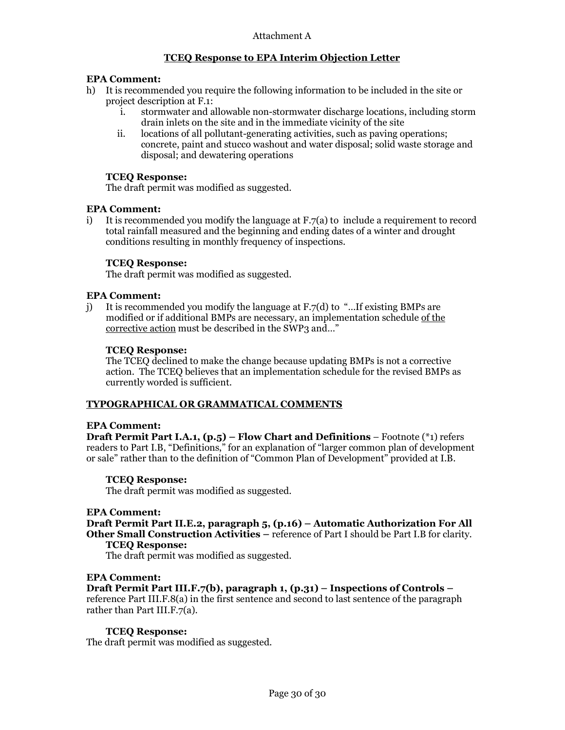Attachment A

**TCEQ Response to EPA Interim Objection Letter**

**EPA Comment:**

h) It is recommended you require the following information to be included in the site or project description at F.1:

   i. stormwater and allowable non-stormwater discharge locations, including storm drain inlets on the site and in the immediate vicinity of the site

   ii. locations of all pollutant-generating activities, such as paving operations; concrete, paint and stucco washout and water disposal; solid waste storage and disposal; and dewatering operations

**TCEQ Response:**

The draft permit was modified as suggested.

**EPA Comment:**

i) It is recommended you modify the language at F.7(a) to include a requirement to record total rainfall measured and the beginning and ending dates of a winter and drought conditions resulting in monthly frequency of inspections.

**TCEQ Response:**

The draft permit was modified as suggested.

**EPA Comment:**

j) It is recommended you modify the language at F.7(d) to "…If existing BMPs are modified or if additional BMPs are necessary, an implementation schedule <u>of the corrective action</u> must be described in the SWP3 and…"

**TCEQ Response:**

The TCEQ declined to make the change because updating BMPs is not a corrective action. The TCEQ believes that an implementation schedule for the revised BMPs as currently worded is sufficient.

**<u>TYPOGRAPHICAL OR GRAMMATICAL COMMENTS</u>**

**EPA Comment:**

**Draft Permit Part I.A.1, (p.5) – Flow Chart and Definitions** – Footnote (*1) refers readers to Part I.B, "Definitions," for an explanation of "larger common plan of development or sale" rather than to the definition of "Common Plan of Development" provided at I.B.

**TCEQ Response:**

The draft permit was modified as suggested.

**EPA Comment:**

**Draft Permit Part II.E.2, paragraph 5, (p.16) – Automatic Authorization For All Other Small Construction Activities –** reference of Part I should be Part I.B for clarity.

**TCEQ Response:**

The draft permit was modified as suggested.

**EPA Comment:**

**Draft Permit Part III.F.7(b), paragraph 1, (p.31) – Inspections of Controls –** reference Part III.F.8(a) in the first sentence and second to last sentence of the paragraph rather than Part III.F.7(a).

**TCEQ Response:**

The draft permit was modified as suggested.